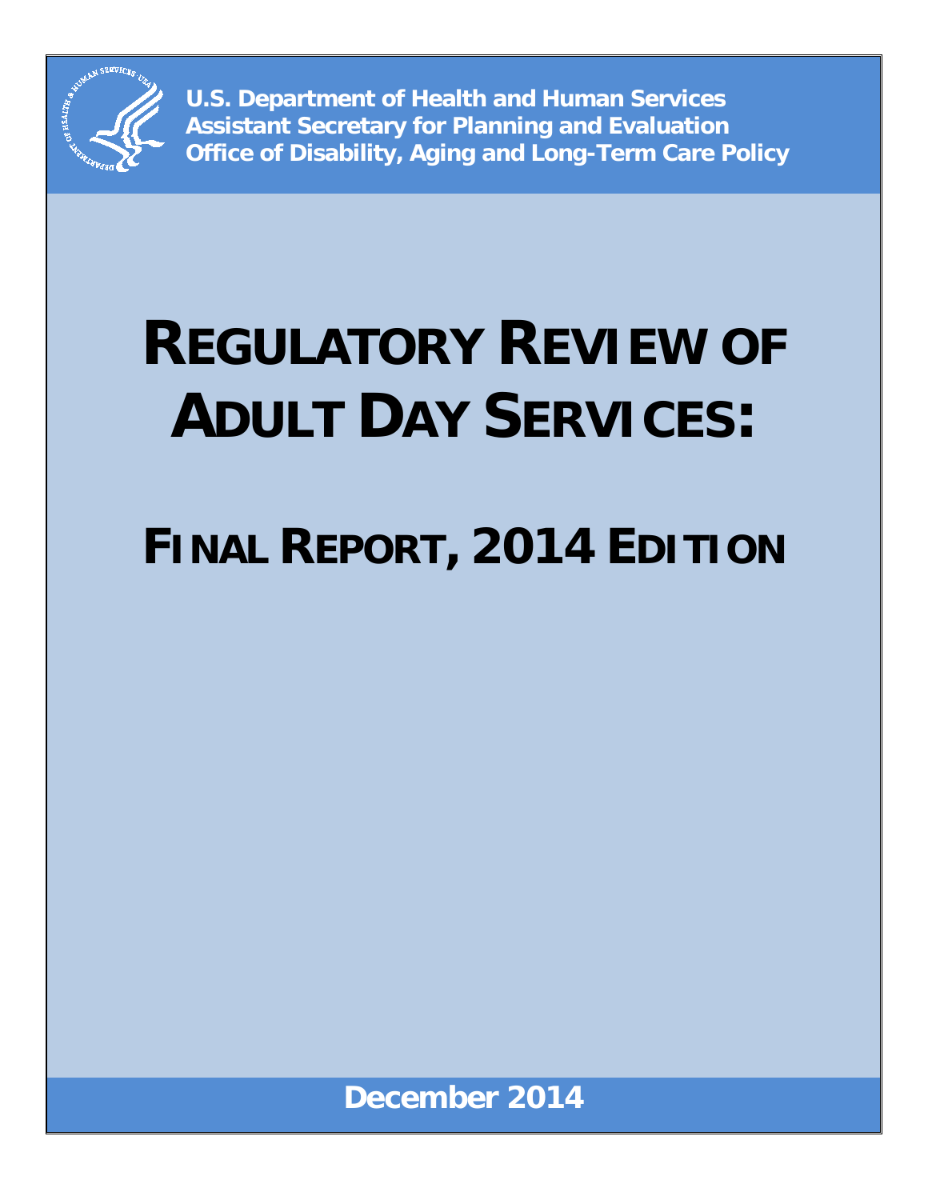**U.S. Department of Health and Human Services**
**Assistant Secretary for Planning and Evaluation**
**Office of Disability, Aging and Long-Term Care Policy**

# REGULATORY REVIEW OF ADULT DAY SERVICES:

## FINAL REPORT, 2014 EDITION

**December 2014**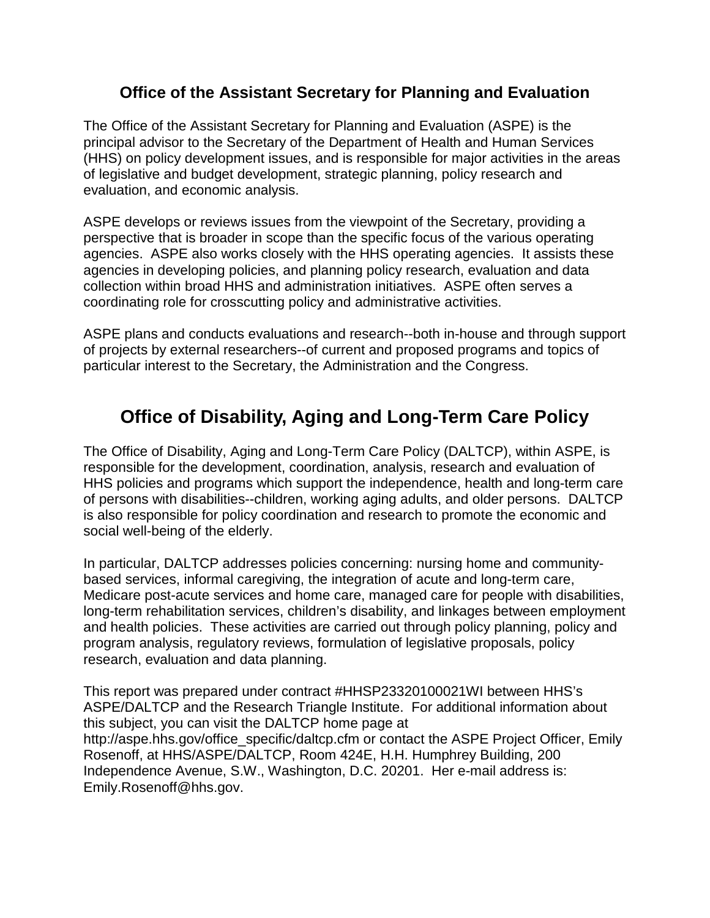## Office of the Assistant Secretary for Planning and Evaluation

The Office of the Assistant Secretary for Planning and Evaluation (ASPE) is the principal advisor to the Secretary of the Department of Health and Human Services (HHS) on policy development issues, and is responsible for major activities in the areas of legislative and budget development, strategic planning, policy research and evaluation, and economic analysis.

ASPE develops or reviews issues from the viewpoint of the Secretary, providing a perspective that is broader in scope than the specific focus of the various operating agencies. ASPE also works closely with the HHS operating agencies. It assists these agencies in developing policies, and planning policy research, evaluation and data collection within broad HHS and administration initiatives. ASPE often serves a coordinating role for crosscutting policy and administrative activities.

ASPE plans and conducts evaluations and research--both in-house and through support of projects by external researchers--of current and proposed programs and topics of particular interest to the Secretary, the Administration and the Congress.

# Office of Disability, Aging and Long-Term Care Policy

The Office of Disability, Aging and Long-Term Care Policy (DALTCP), within ASPE, is responsible for the development, coordination, analysis, research and evaluation of HHS policies and programs which support the independence, health and long-term care of persons with disabilities--children, working aging adults, and older persons. DALTCP is also responsible for policy coordination and research to promote the economic and social well-being of the elderly.

In particular, DALTCP addresses policies concerning: nursing home and community-based services, informal caregiving, the integration of acute and long-term care, Medicare post-acute services and home care, managed care for people with disabilities, long-term rehabilitation services, children's disability, and linkages between employment and health policies. These activities are carried out through policy planning, policy and program analysis, regulatory reviews, formulation of legislative proposals, policy research, evaluation and data planning.

This report was prepared under contract #HHSP23320100021WI between HHS's ASPE/DALTCP and the Research Triangle Institute. For additional information about this subject, you can visit the DALTCP home page at http://aspe.hhs.gov/office_specific/daltcp.cfm or contact the ASPE Project Officer, Emily Rosenoff, at HHS/ASPE/DALTCP, Room 424E, H.H. Humphrey Building, 200 Independence Avenue, S.W., Washington, D.C. 20201. Her e-mail address is: Emily.Rosenoff@hhs.gov.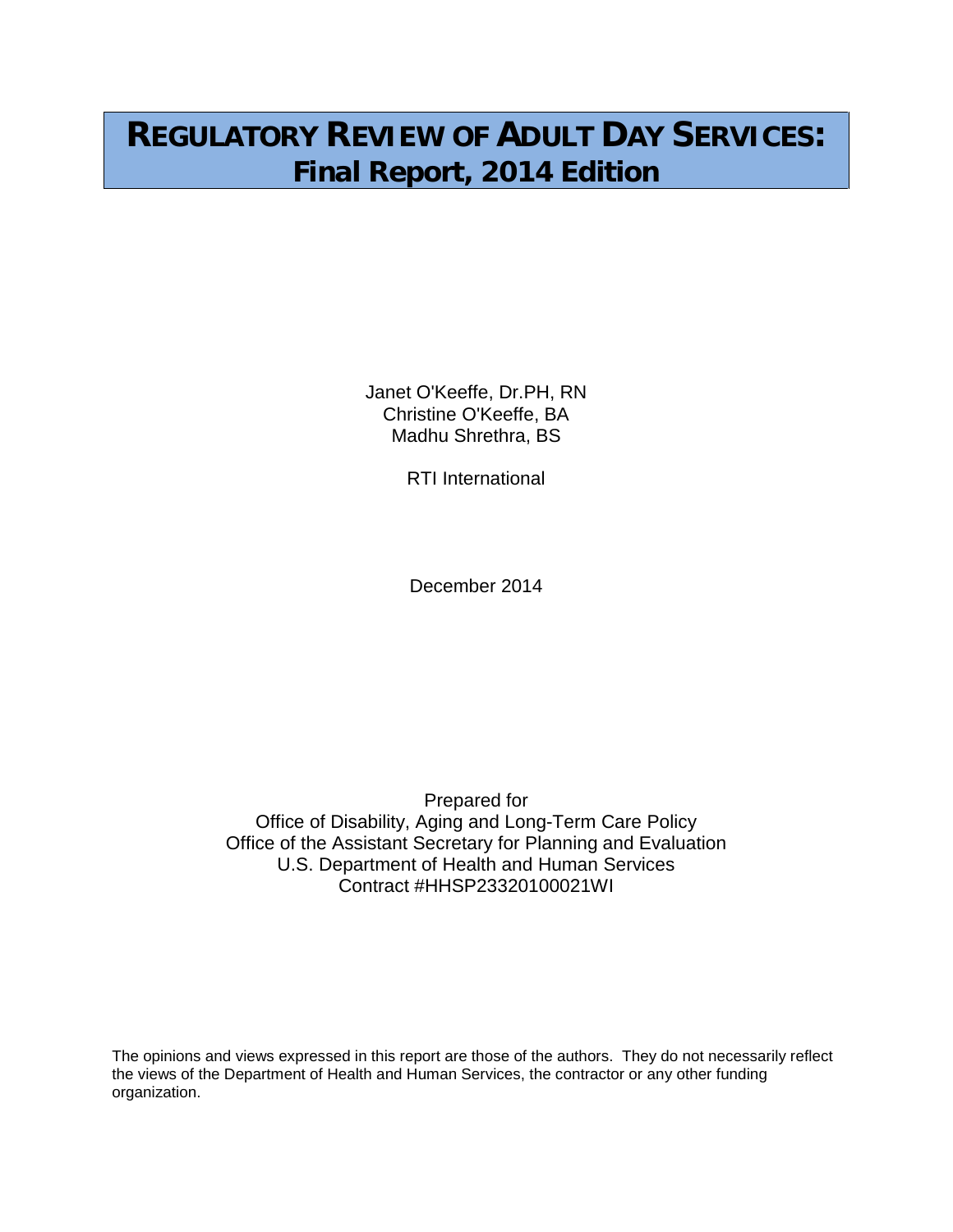# REGULATORY REVIEW OF ADULT DAY SERVICES: Final Report, 2014 Edition

Janet O'Keeffe, Dr.PH, RN
Christine O'Keeffe, BA
Madhu Shrethra, BS

RTI International

December 2014

Prepared for
Office of Disability, Aging and Long-Term Care Policy
Office of the Assistant Secretary for Planning and Evaluation
U.S. Department of Health and Human Services
Contract #HHSP23320100021WI

The opinions and views expressed in this report are those of the authors. They do not necessarily reflect the views of the Department of Health and Human Services, the contractor or any other funding organization.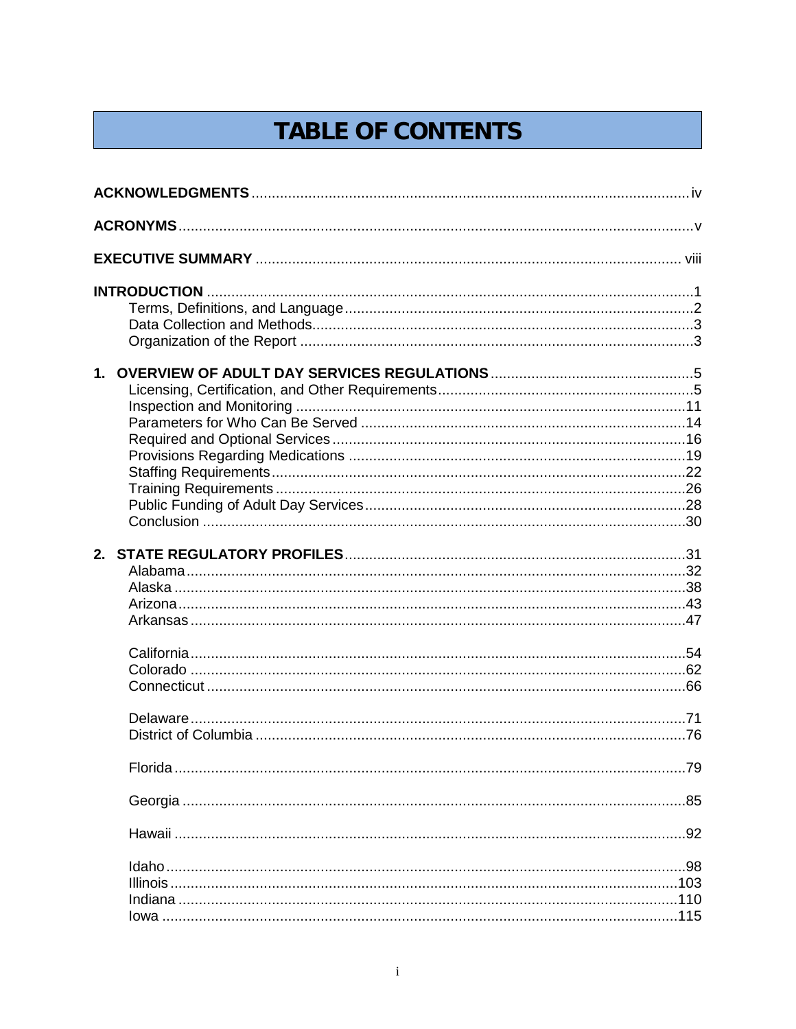# TABLE OF CONTENTS

**ACKNOWLEDGMENTS** ..... iv

**ACRONYMS** ..... v

**EXECUTIVE SUMMARY** ..... viii

**INTRODUCTION** ..... 1
- Terms, Definitions, and Language ..... 2
- Data Collection and Methods ..... 3
- Organization of the Report ..... 3

**1. OVERVIEW OF ADULT DAY SERVICES REGULATIONS** ..... 5
- Licensing, Certification, and Other Requirements ..... 5
- Inspection and Monitoring ..... 11
- Parameters for Who Can Be Served ..... 14
- Required and Optional Services ..... 16
- Provisions Regarding Medications ..... 19
- Staffing Requirements ..... 22
- Training Requirements ..... 26
- Public Funding of Adult Day Services ..... 28
- Conclusion ..... 30

**2. STATE REGULATORY PROFILES** ..... 31
- Alabama ..... 32
- Alaska ..... 38
- Arizona ..... 43
- Arkansas ..... 47
- California ..... 54
- Colorado ..... 62
- Connecticut ..... 66
- Delaware ..... 71
- District of Columbia ..... 76
- Florida ..... 79
- Georgia ..... 85
- Hawaii ..... 92
- Idaho ..... 98
- Illinois ..... 103
- Indiana ..... 110
- Iowa ..... 115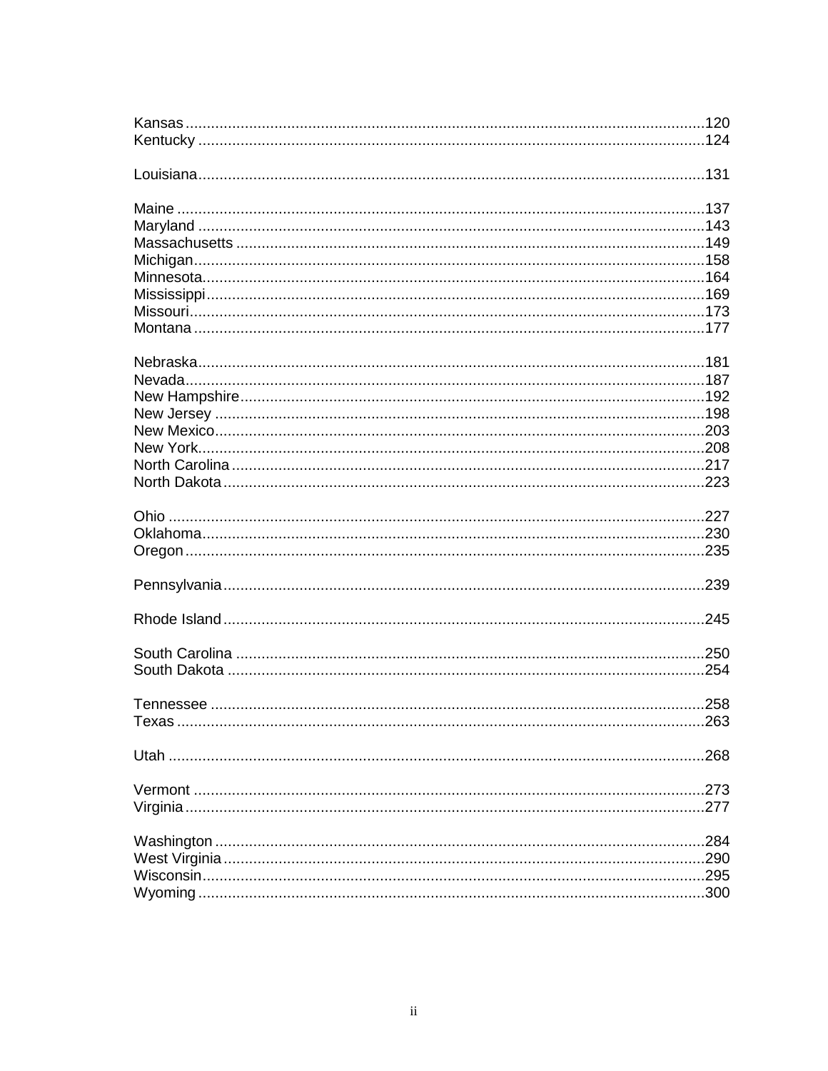Kansas .......................................................................................................................120
Kentucky ....................................................................................................................124

Louisiana....................................................................................................................131

Maine .........................................................................................................................137
Maryland ....................................................................................................................143
Massachusetts ...........................................................................................................149
Michigan.....................................................................................................................158
Minnesota...................................................................................................................164
Mississippi..................................................................................................................169
Missouri......................................................................................................................173
Montana .....................................................................................................................177

Nebraska....................................................................................................................181
Nevada.......................................................................................................................187
New Hampshire..........................................................................................................192
New Jersey ................................................................................................................198
New Mexico................................................................................................................203
New York....................................................................................................................208
North Carolina ............................................................................................................217
North Dakota ..............................................................................................................223

Ohio ...........................................................................................................................227
Oklahoma...................................................................................................................230
Oregon .......................................................................................................................235

Pennsylvania..............................................................................................................239

Rhode Island ..............................................................................................................245

South Carolina ...........................................................................................................250
South Dakota .............................................................................................................254

Tennessee .................................................................................................................258
Texas .........................................................................................................................263

Utah ...........................................................................................................................268

Vermont .....................................................................................................................273
Virginia .......................................................................................................................277

Washington ................................................................................................................284
West Virginia ..............................................................................................................290
Wisconsin...................................................................................................................295
Wyoming ....................................................................................................................300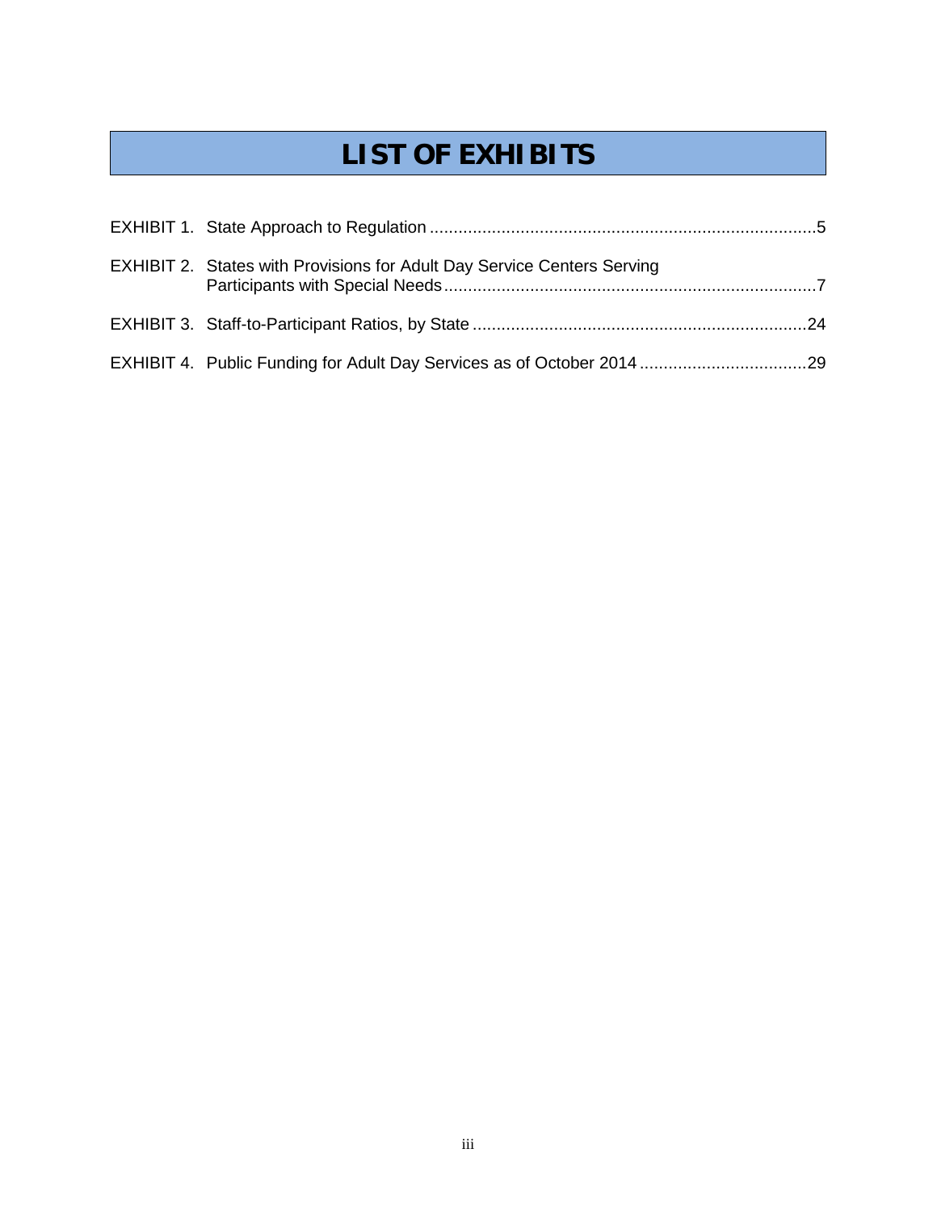# LIST OF EXHIBITS

EXHIBIT 1. State Approach to Regulation ....................................................................................5

EXHIBIT 2. States with Provisions for Adult Day Service Centers Serving Participants with Special Needs ....................................................................................7

EXHIBIT 3. Staff-to-Participant Ratios, by State ....................................................................................24

EXHIBIT 4. Public Funding for Adult Day Services as of October 2014 ....................................................................................29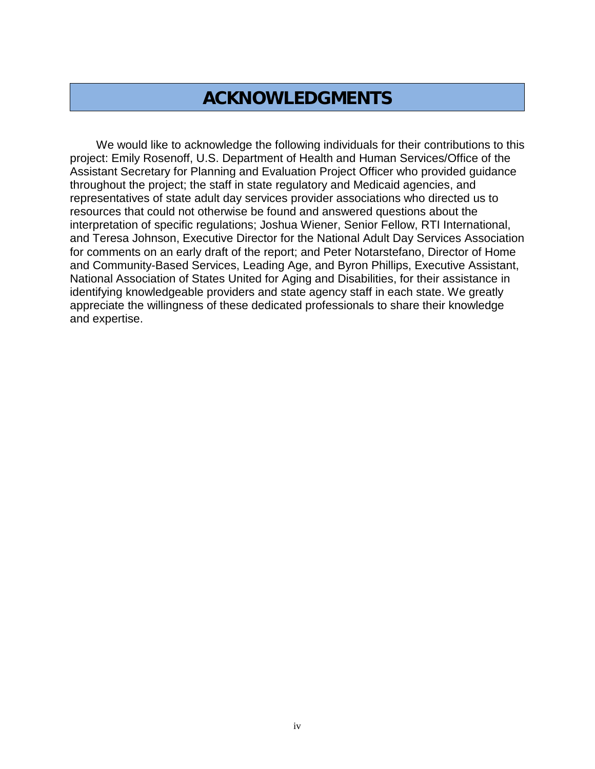# ACKNOWLEDGMENTS

We would like to acknowledge the following individuals for their contributions to this project: Emily Rosenoff, U.S. Department of Health and Human Services/Office of the Assistant Secretary for Planning and Evaluation Project Officer who provided guidance throughout the project; the staff in state regulatory and Medicaid agencies, and representatives of state adult day services provider associations who directed us to resources that could not otherwise be found and answered questions about the interpretation of specific regulations; Joshua Wiener, Senior Fellow, RTI International, and Teresa Johnson, Executive Director for the National Adult Day Services Association for comments on an early draft of the report; and Peter Notarstefano, Director of Home and Community-Based Services, Leading Age, and Byron Phillips, Executive Assistant, National Association of States United for Aging and Disabilities, for their assistance in identifying knowledgeable providers and state agency staff in each state. We greatly appreciate the willingness of these dedicated professionals to share their knowledge and expertise.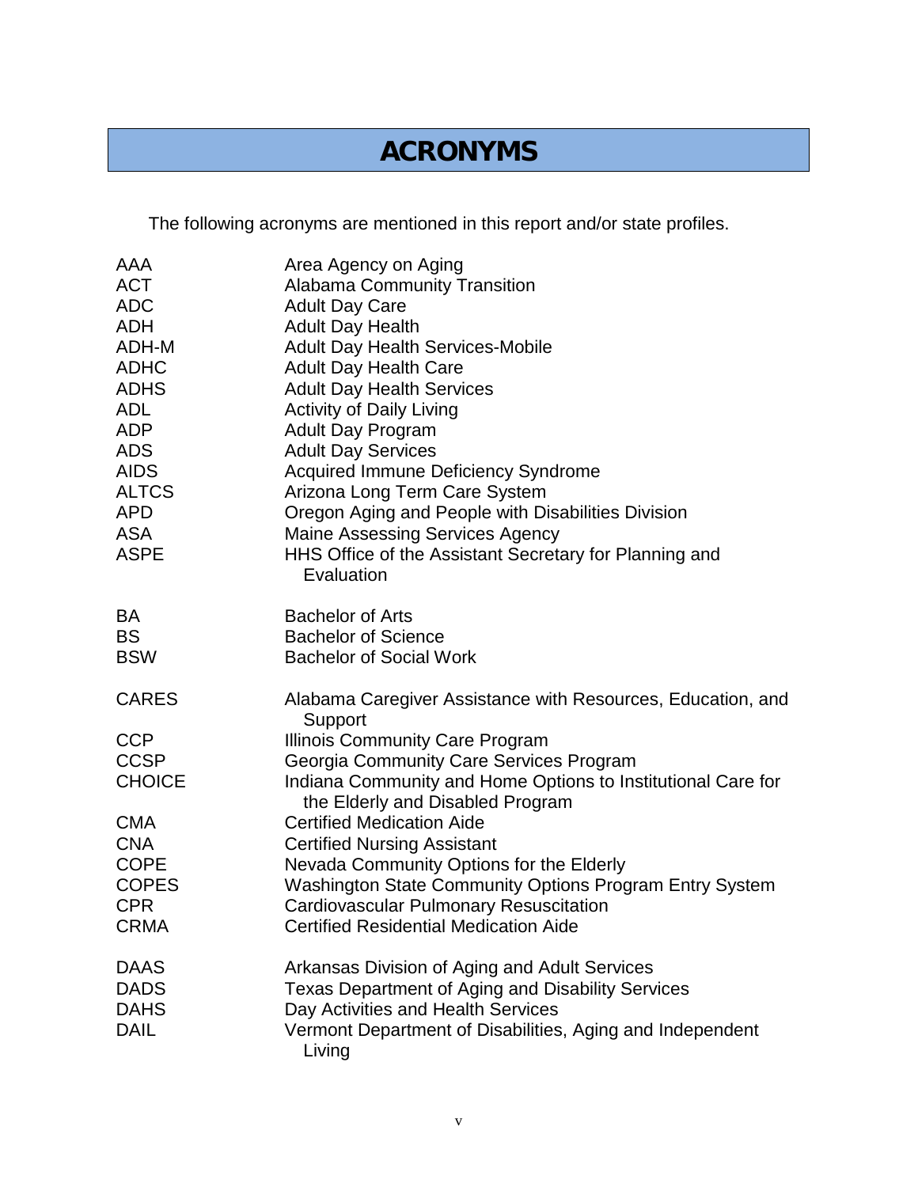# ACRONYMS

The following acronyms are mentioned in this report and/or state profiles.

| | |
|---|---|
| AAA | Area Agency on Aging |
| ACT | Alabama Community Transition |
| ADC | Adult Day Care |
| ADH | Adult Day Health |
| ADH-M | Adult Day Health Services-Mobile |
| ADHC | Adult Day Health Care |
| ADHS | Adult Day Health Services |
| ADL | Activity of Daily Living |
| ADP | Adult Day Program |
| ADS | Adult Day Services |
| AIDS | Acquired Immune Deficiency Syndrome |
| ALTCS | Arizona Long Term Care System |
| APD | Oregon Aging and People with Disabilities Division |
| ASA | Maine Assessing Services Agency |
| ASPE | HHS Office of the Assistant Secretary for Planning and Evaluation |
| | |
| BA | Bachelor of Arts |
| BS | Bachelor of Science |
| BSW | Bachelor of Social Work |
| | |
| CARES | Alabama Caregiver Assistance with Resources, Education, and Support |
| CCP | Illinois Community Care Program |
| CCSP | Georgia Community Care Services Program |
| CHOICE | Indiana Community and Home Options to Institutional Care for the Elderly and Disabled Program |
| CMA | Certified Medication Aide |
| CNA | Certified Nursing Assistant |
| COPE | Nevada Community Options for the Elderly |
| COPES | Washington State Community Options Program Entry System |
| CPR | Cardiovascular Pulmonary Resuscitation |
| CRMA | Certified Residential Medication Aide |
| | |
| DAAS | Arkansas Division of Aging and Adult Services |
| DADS | Texas Department of Aging and Disability Services |
| DAHS | Day Activities and Health Services |
| DAIL | Vermont Department of Disabilities, Aging and Independent Living |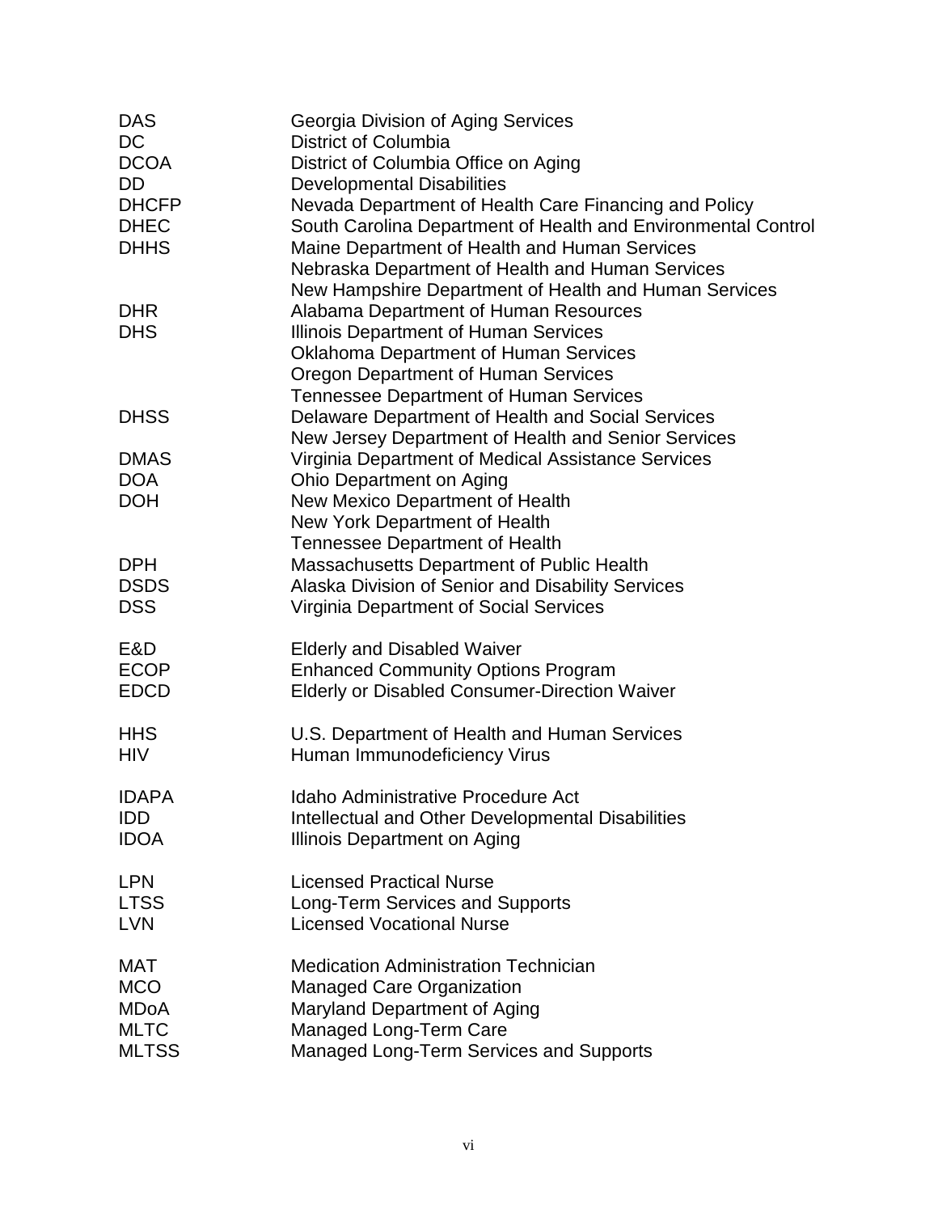| | |
|---|---|
| DAS | Georgia Division of Aging Services |
| DC | District of Columbia |
| DCOA | District of Columbia Office on Aging |
| DD | Developmental Disabilities |
| DHCFP | Nevada Department of Health Care Financing and Policy |
| DHEC | South Carolina Department of Health and Environmental Control |
| DHHS | Maine Department of Health and Human Services |
| | Nebraska Department of Health and Human Services |
| | New Hampshire Department of Health and Human Services |
| DHR | Alabama Department of Human Resources |
| DHS | Illinois Department of Human Services |
| | Oklahoma Department of Human Services |
| | Oregon Department of Human Services |
| | Tennessee Department of Human Services |
| DHSS | Delaware Department of Health and Social Services |
| | New Jersey Department of Health and Senior Services |
| DMAS | Virginia Department of Medical Assistance Services |
| DOA | Ohio Department on Aging |
| DOH | New Mexico Department of Health |
| | New York Department of Health |
| | Tennessee Department of Health |
| DPH | Massachusetts Department of Public Health |
| DSDS | Alaska Division of Senior and Disability Services |
| DSS | Virginia Department of Social Services |
| E&D | Elderly and Disabled Waiver |
| ECOP | Enhanced Community Options Program |
| EDCD | Elderly or Disabled Consumer-Direction Waiver |
| HHS | U.S. Department of Health and Human Services |
| HIV | Human Immunodeficiency Virus |
| IDAPA | Idaho Administrative Procedure Act |
| IDD | Intellectual and Other Developmental Disabilities |
| IDOA | Illinois Department on Aging |
| LPN | Licensed Practical Nurse |
| LTSS | Long-Term Services and Supports |
| LVN | Licensed Vocational Nurse |
| MAT | Medication Administration Technician |
| MCO | Managed Care Organization |
| MDoA | Maryland Department of Aging |
| MLTC | Managed Long-Term Care |
| MLTSS | Managed Long-Term Services and Supports |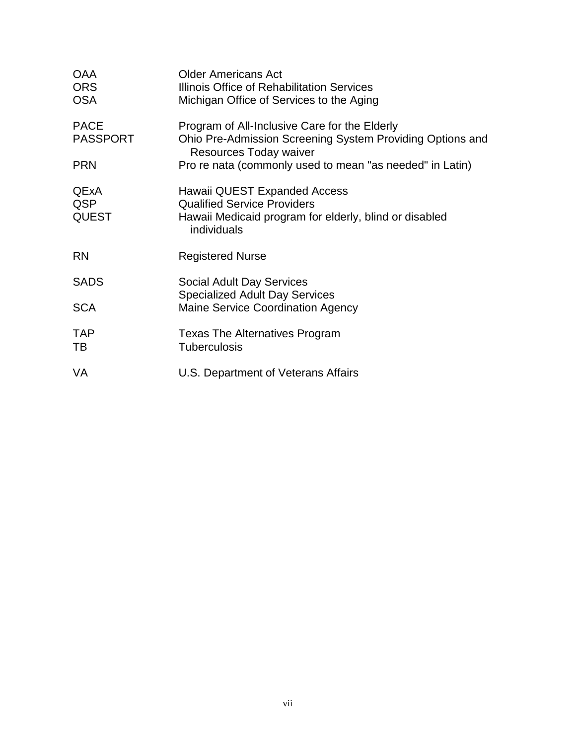| | |
|---|---|
| OAA | Older Americans Act |
| ORS | Illinois Office of Rehabilitation Services |
| OSA | Michigan Office of Services to the Aging |
| | |
| PACE | Program of All-Inclusive Care for the Elderly |
| PASSPORT | Ohio Pre-Admission Screening System Providing Options and Resources Today waiver |
| PRN | Pro re nata (commonly used to mean "as needed" in Latin) |
| | |
| QExA | Hawaii QUEST Expanded Access |
| QSP | Qualified Service Providers |
| QUEST | Hawaii Medicaid program for elderly, blind or disabled individuals |
| | |
| RN | Registered Nurse |
| | |
| SADS | Social Adult Day Services<br>Specialized Adult Day Services |
| SCA | Maine Service Coordination Agency |
| | |
| TAP | Texas The Alternatives Program |
| TB | Tuberculosis |
| | |
| VA | U.S. Department of Veterans Affairs |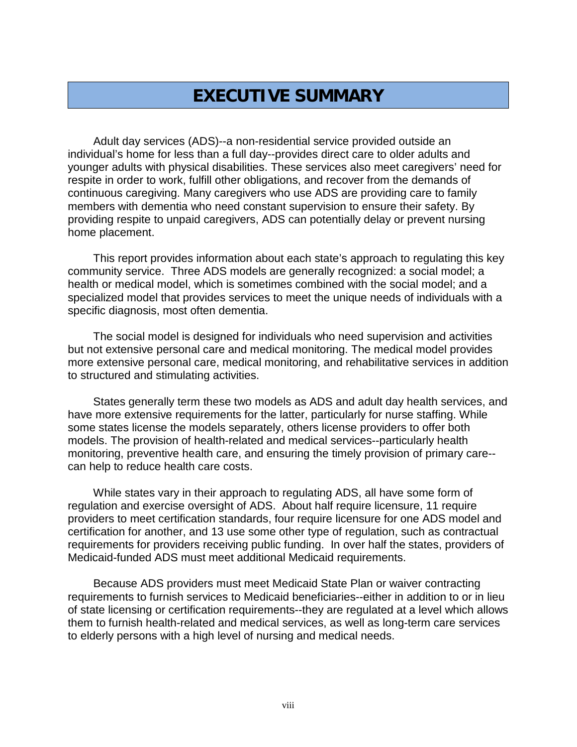# EXECUTIVE SUMMARY

Adult day services (ADS)--a non-residential service provided outside an individual's home for less than a full day--provides direct care to older adults and younger adults with physical disabilities. These services also meet caregivers' need for respite in order to work, fulfill other obligations, and recover from the demands of continuous caregiving. Many caregivers who use ADS are providing care to family members with dementia who need constant supervision to ensure their safety. By providing respite to unpaid caregivers, ADS can potentially delay or prevent nursing home placement.

This report provides information about each state's approach to regulating this key community service. Three ADS models are generally recognized: a social model; a health or medical model, which is sometimes combined with the social model; and a specialized model that provides services to meet the unique needs of individuals with a specific diagnosis, most often dementia.

The social model is designed for individuals who need supervision and activities but not extensive personal care and medical monitoring. The medical model provides more extensive personal care, medical monitoring, and rehabilitative services in addition to structured and stimulating activities.

States generally term these two models as ADS and adult day health services, and have more extensive requirements for the latter, particularly for nurse staffing. While some states license the models separately, others license providers to offer both models. The provision of health-related and medical services--particularly health monitoring, preventive health care, and ensuring the timely provision of primary care--can help to reduce health care costs.

While states vary in their approach to regulating ADS, all have some form of regulation and exercise oversight of ADS. About half require licensure, 11 require providers to meet certification standards, four require licensure for one ADS model and certification for another, and 13 use some other type of regulation, such as contractual requirements for providers receiving public funding. In over half the states, providers of Medicaid-funded ADS must meet additional Medicaid requirements.

Because ADS providers must meet Medicaid State Plan or waiver contracting requirements to furnish services to Medicaid beneficiaries--either in addition to or in lieu of state licensing or certification requirements--they are regulated at a level which allows them to furnish health-related and medical services, as well as long-term care services to elderly persons with a high level of nursing and medical needs.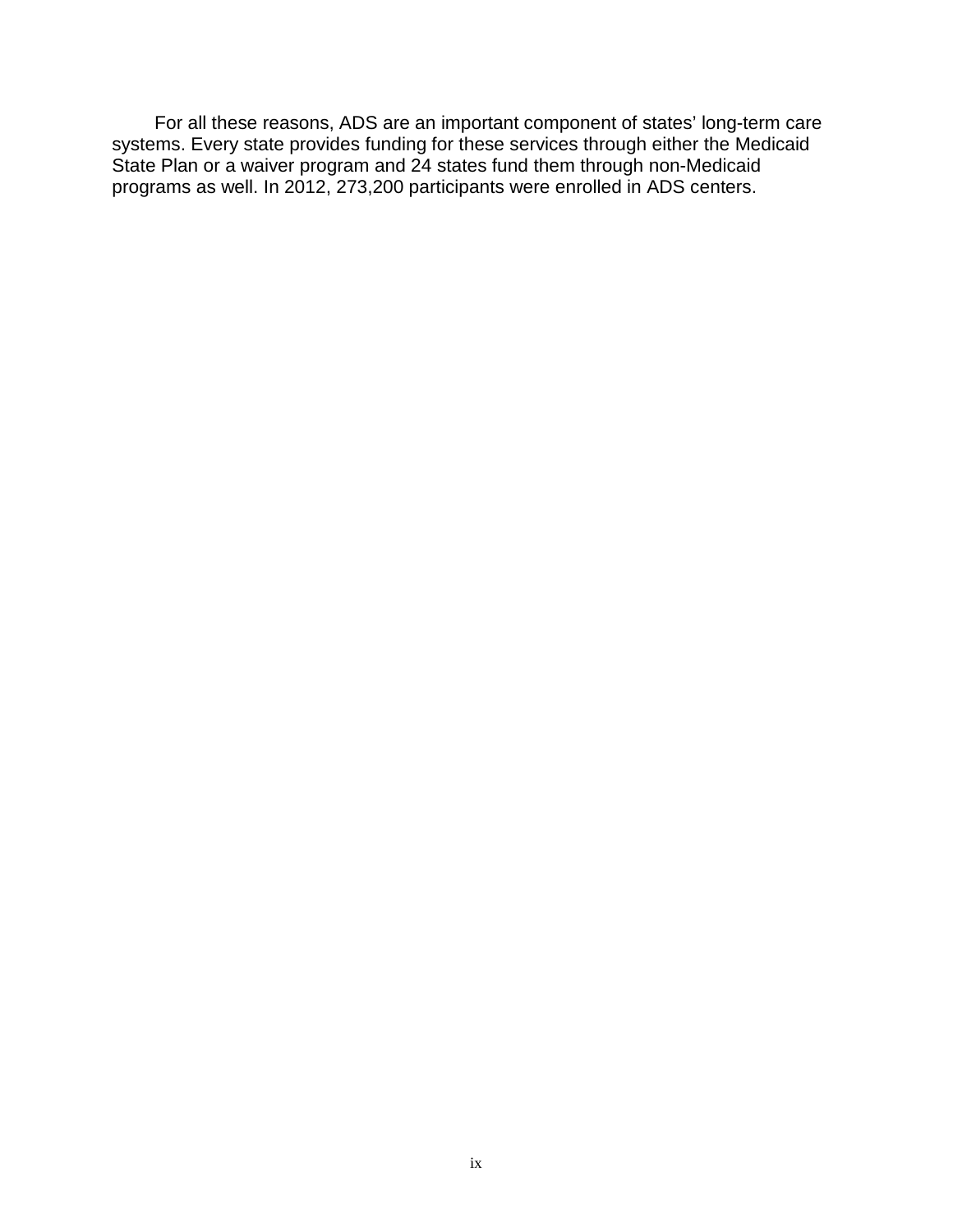For all these reasons, ADS are an important component of states' long-term care systems. Every state provides funding for these services through either the Medicaid State Plan or a waiver program and 24 states fund them through non-Medicaid programs as well. In 2012, 273,200 participants were enrolled in ADS centers.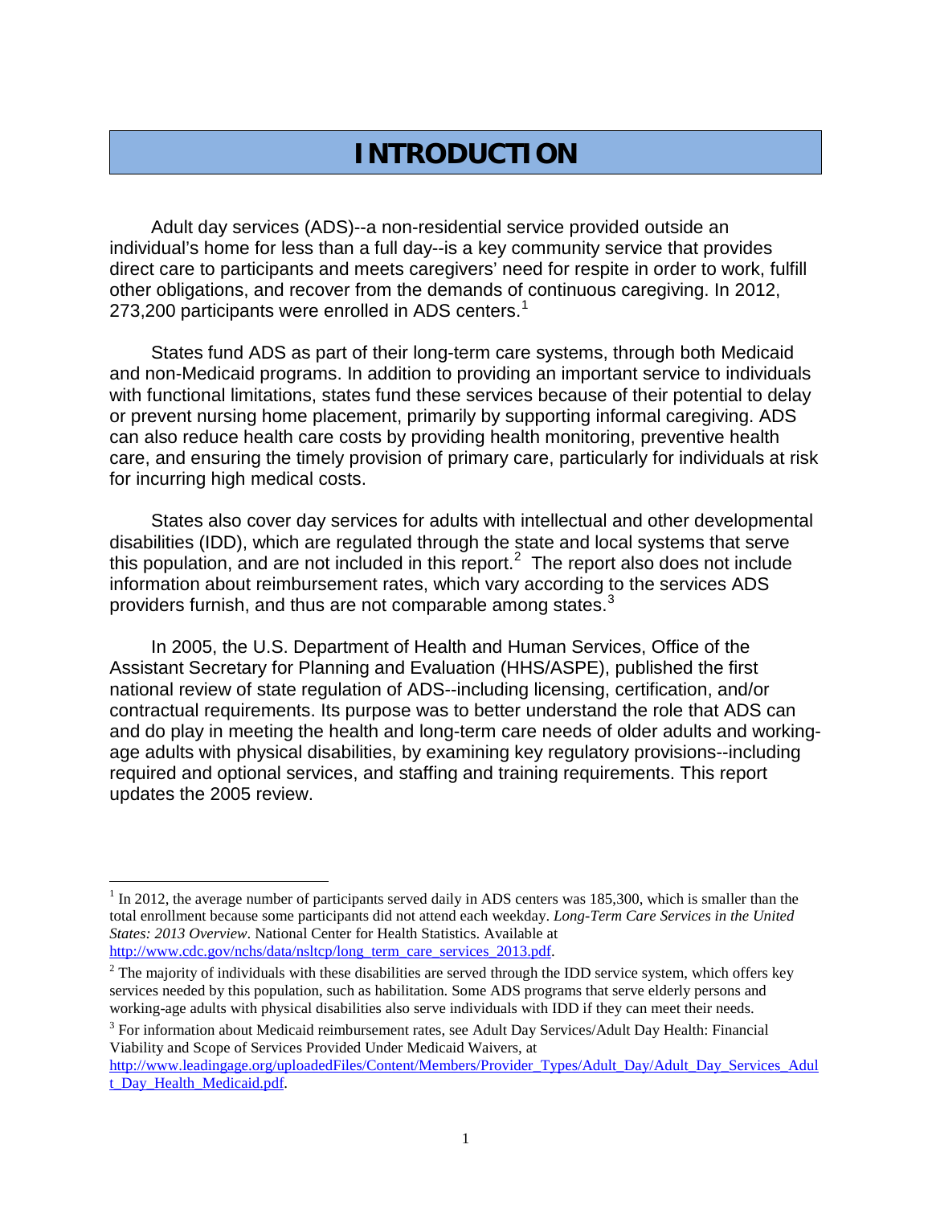# INTRODUCTION

Adult day services (ADS)--a non-residential service provided outside an individual's home for less than a full day--is a key community service that provides direct care to participants and meets caregivers' need for respite in order to work, fulfill other obligations, and recover from the demands of continuous caregiving. In 2012, 273,200 participants were enrolled in ADS centers.[1]

States fund ADS as part of their long-term care systems, through both Medicaid and non-Medicaid programs. In addition to providing an important service to individuals with functional limitations, states fund these services because of their potential to delay or prevent nursing home placement, primarily by supporting informal caregiving. ADS can also reduce health care costs by providing health monitoring, preventive health care, and ensuring the timely provision of primary care, particularly for individuals at risk for incurring high medical costs.

States also cover day services for adults with intellectual and other developmental disabilities (IDD), which are regulated through the state and local systems that serve this population, and are not included in this report.[2] The report also does not include information about reimbursement rates, which vary according to the services ADS providers furnish, and thus are not comparable among states.[3]

In 2005, the U.S. Department of Health and Human Services, Office of the Assistant Secretary for Planning and Evaluation (HHS/ASPE), published the first national review of state regulation of ADS--including licensing, certification, and/or contractual requirements. Its purpose was to better understand the role that ADS can and do play in meeting the health and long-term care needs of older adults and working-age adults with physical disabilities, by examining key regulatory provisions--including required and optional services, and staffing and training requirements. This report updates the 2005 review.

---

[1] In 2012, the average number of participants served daily in ADS centers was 185,300, which is smaller than the total enrollment because some participants did not attend each weekday. *Long-Term Care Services in the United States: 2013 Overview*. National Center for Health Statistics. Available at http://www.cdc.gov/nchs/data/nsltcp/long_term_care_services_2013.pdf.

[2] The majority of individuals with these disabilities are served through the IDD service system, which offers key services needed by this population, such as habilitation. Some ADS programs that serve elderly persons and working-age adults with physical disabilities also serve individuals with IDD if they can meet their needs.

[3] For information about Medicaid reimbursement rates, see Adult Day Services/Adult Day Health: Financial Viability and Scope of Services Provided Under Medicaid Waivers, at http://www.leadingage.org/uploadedFiles/Content/Members/Provider_Types/Adult_Day/Adult_Day_Services_Adult_Day_Health_Medicaid.pdf.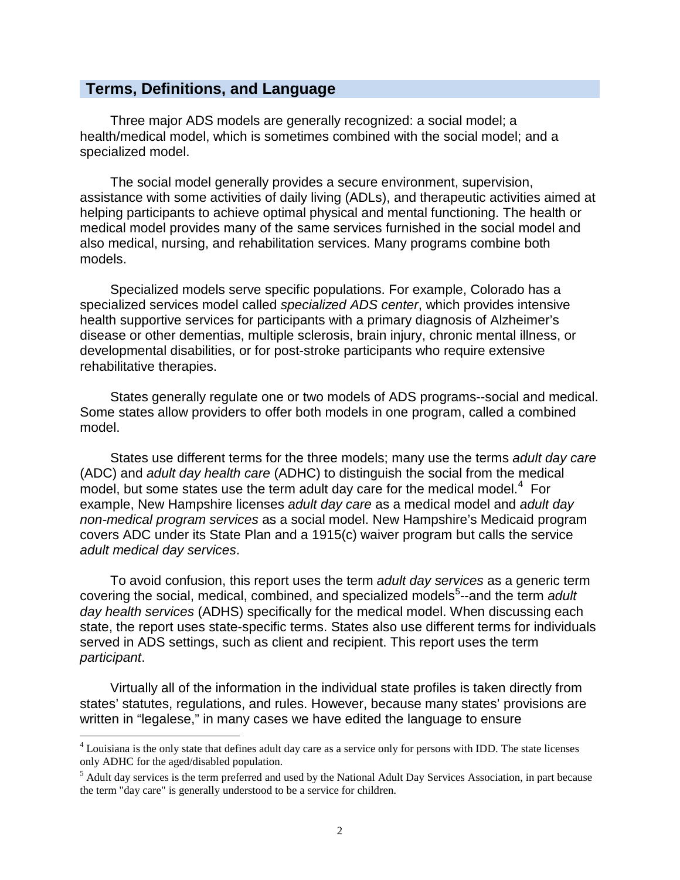## Terms, Definitions, and Language

Three major ADS models are generally recognized: a social model; a health/medical model, which is sometimes combined with the social model; and a specialized model.

The social model generally provides a secure environment, supervision, assistance with some activities of daily living (ADLs), and therapeutic activities aimed at helping participants to achieve optimal physical and mental functioning. The health or medical model provides many of the same services furnished in the social model and also medical, nursing, and rehabilitation services. Many programs combine both models.

Specialized models serve specific populations. For example, Colorado has a specialized services model called *specialized ADS center*, which provides intensive health supportive services for participants with a primary diagnosis of Alzheimer's disease or other dementias, multiple sclerosis, brain injury, chronic mental illness, or developmental disabilities, or for post-stroke participants who require extensive rehabilitative therapies.

States generally regulate one or two models of ADS programs--social and medical. Some states allow providers to offer both models in one program, called a combined model.

States use different terms for the three models; many use the terms *adult day care* (ADC) and *adult day health care* (ADHC) to distinguish the social from the medical model, but some states use the term adult day care for the medical model.[4] For example, New Hampshire licenses *adult day care* as a medical model and *adult day non-medical program services* as a social model. New Hampshire's Medicaid program covers ADC under its State Plan and a 1915(c) waiver program but calls the service *adult medical day services*.

To avoid confusion, this report uses the term *adult day services* as a generic term covering the social, medical, combined, and specialized models[5]--and the term *adult day health services* (ADHS) specifically for the medical model. When discussing each state, the report uses state-specific terms. States also use different terms for individuals served in ADS settings, such as client and recipient. This report uses the term *participant*.

Virtually all of the information in the individual state profiles is taken directly from states' statutes, regulations, and rules. However, because many states' provisions are written in "legalese," in many cases we have edited the language to ensure

---

[4] Louisiana is the only state that defines adult day care as a service only for persons with IDD. The state licenses only ADHC for the aged/disabled population.

[5] Adult day services is the term preferred and used by the National Adult Day Services Association, in part because the term "day care" is generally understood to be a service for children.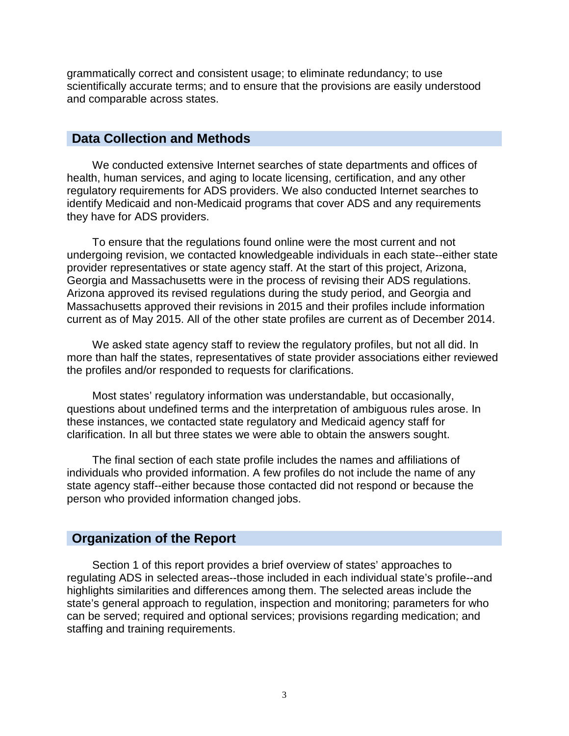grammatically correct and consistent usage; to eliminate redundancy; to use scientifically accurate terms; and to ensure that the provisions are easily understood and comparable across states.

## Data Collection and Methods

We conducted extensive Internet searches of state departments and offices of health, human services, and aging to locate licensing, certification, and any other regulatory requirements for ADS providers. We also conducted Internet searches to identify Medicaid and non-Medicaid programs that cover ADS and any requirements they have for ADS providers.

To ensure that the regulations found online were the most current and not undergoing revision, we contacted knowledgeable individuals in each state--either state provider representatives or state agency staff. At the start of this project, Arizona, Georgia and Massachusetts were in the process of revising their ADS regulations. Arizona approved its revised regulations during the study period, and Georgia and Massachusetts approved their revisions in 2015 and their profiles include information current as of May 2015. All of the other state profiles are current as of December 2014.

We asked state agency staff to review the regulatory profiles, but not all did. In more than half the states, representatives of state provider associations either reviewed the profiles and/or responded to requests for clarifications.

Most states' regulatory information was understandable, but occasionally, questions about undefined terms and the interpretation of ambiguous rules arose. In these instances, we contacted state regulatory and Medicaid agency staff for clarification. In all but three states we were able to obtain the answers sought.

The final section of each state profile includes the names and affiliations of individuals who provided information. A few profiles do not include the name of any state agency staff--either because those contacted did not respond or because the person who provided information changed jobs.

## Organization of the Report

Section 1 of this report provides a brief overview of states' approaches to regulating ADS in selected areas--those included in each individual state's profile--and highlights similarities and differences among them. The selected areas include the state's general approach to regulation, inspection and monitoring; parameters for who can be served; required and optional services; provisions regarding medication; and staffing and training requirements.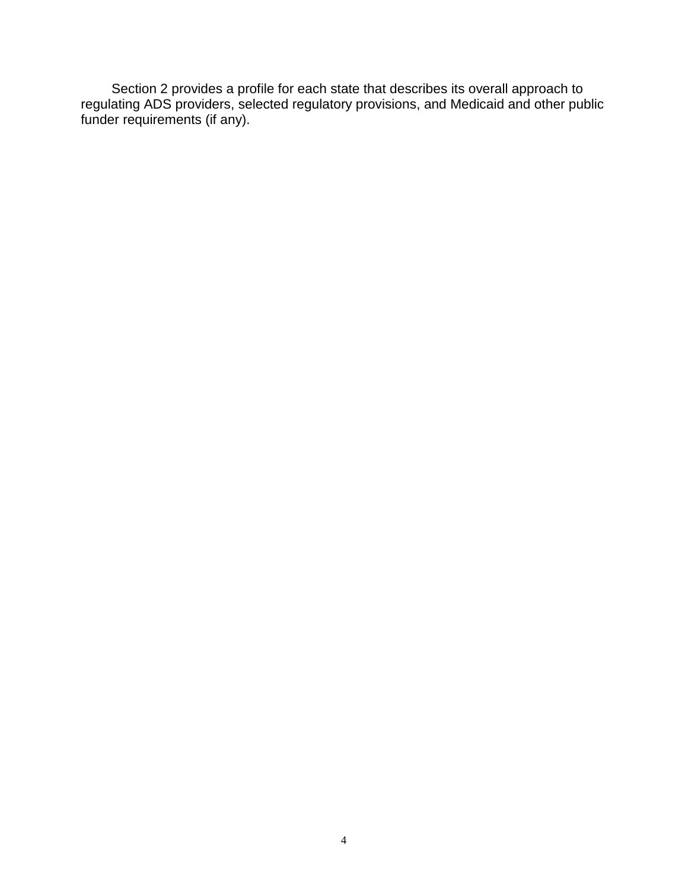Section 2 provides a profile for each state that describes its overall approach to regulating ADS providers, selected regulatory provisions, and Medicaid and other public funder requirements (if any).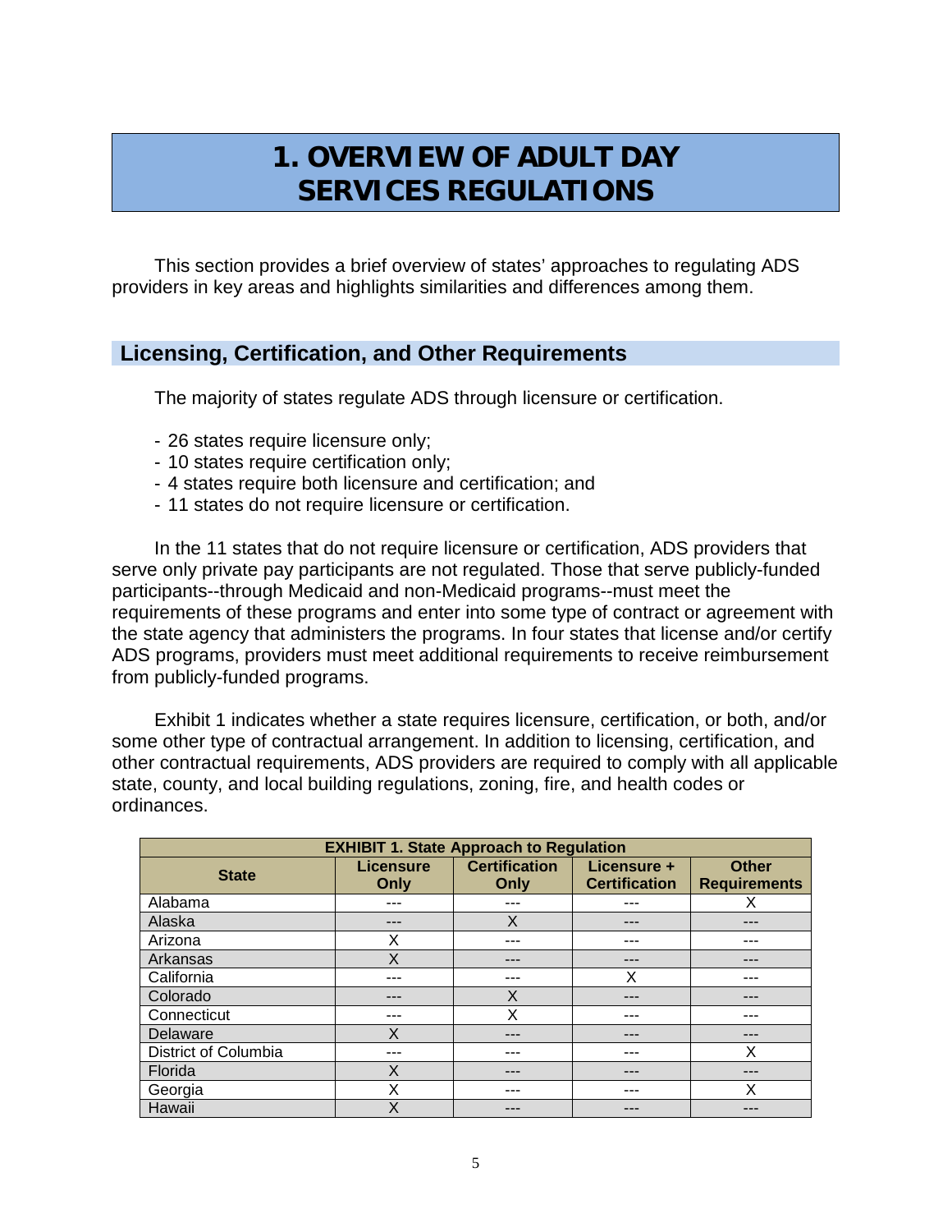# 1. OVERVIEW OF ADULT DAY SERVICES REGULATIONS

This section provides a brief overview of states' approaches to regulating ADS providers in key areas and highlights similarities and differences among them.

## Licensing, Certification, and Other Requirements

The majority of states regulate ADS through licensure or certification.

- 26 states require licensure only;
- 10 states require certification only;
- 4 states require both licensure and certification; and
- 11 states do not require licensure or certification.

In the 11 states that do not require licensure or certification, ADS providers that serve only private pay participants are not regulated. Those that serve publicly-funded participants--through Medicaid and non-Medicaid programs--must meet the requirements of these programs and enter into some type of contract or agreement with the state agency that administers the programs. In four states that license and/or certify ADS programs, providers must meet additional requirements to receive reimbursement from publicly-funded programs.

Exhibit 1 indicates whether a state requires licensure, certification, or both, and/or some other type of contractual arrangement. In addition to licensing, certification, and other contractual requirements, ADS providers are required to comply with all applicable state, county, and local building regulations, zoning, fire, and health codes or ordinances.

**EXHIBIT 1. State Approach to Regulation**

| State | Licensure Only | Certification Only | Licensure + Certification | Other Requirements |
|---|---|---|---|---|
| Alabama | --- | --- | --- | X |
| Alaska | --- | X | --- | --- |
| Arizona | X | --- | --- | --- |
| Arkansas | X | --- | --- | --- |
| California | --- | --- | X | --- |
| Colorado | --- | X | --- | --- |
| Connecticut | --- | X | --- | --- |
| Delaware | X | --- | --- | --- |
| District of Columbia | --- | --- | --- | X |
| Florida | X | --- | --- | --- |
| Georgia | X | --- | --- | X |
| Hawaii | X | --- | --- | --- |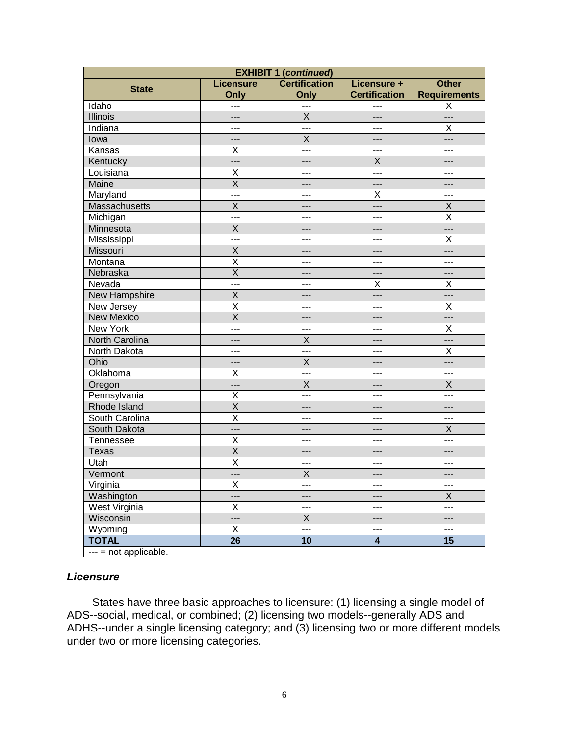| EXHIBIT 1 (*continued*) | | | | |
|---|---|---|---|---|
| **State** | **Licensure Only** | **Certification Only** | **Licensure + Certification** | **Other Requirements** |
| Idaho | --- | --- | --- | X |
| Illinois | --- | X | --- | --- |
| Indiana | --- | --- | --- | X |
| Iowa | --- | X | --- | --- |
| Kansas | X | --- | --- | --- |
| Kentucky | --- | --- | X | --- |
| Louisiana | X | --- | --- | --- |
| Maine | X | --- | --- | --- |
| Maryland | --- | --- | X | --- |
| Massachusetts | X | --- | --- | X |
| Michigan | --- | --- | --- | X |
| Minnesota | X | --- | --- | --- |
| Mississippi | --- | --- | --- | X |
| Missouri | X | --- | --- | --- |
| Montana | X | --- | --- | --- |
| Nebraska | X | --- | --- | --- |
| Nevada | --- | --- | X | X |
| New Hampshire | X | --- | --- | --- |
| New Jersey | X | --- | --- | X |
| New Mexico | X | --- | --- | --- |
| New York | --- | --- | --- | X |
| North Carolina | --- | X | --- | --- |
| North Dakota | --- | --- | --- | X |
| Ohio | --- | X | --- | --- |
| Oklahoma | X | --- | --- | --- |
| Oregon | --- | X | --- | X |
| Pennsylvania | X | --- | --- | --- |
| Rhode Island | X | --- | --- | --- |
| South Carolina | X | --- | --- | --- |
| South Dakota | --- | --- | --- | X |
| Tennessee | X | --- | --- | --- |
| Texas | X | --- | --- | --- |
| Utah | X | --- | --- | --- |
| Vermont | --- | X | --- | --- |
| Virginia | X | --- | --- | --- |
| Washington | --- | --- | --- | X |
| West Virginia | X | --- | --- | --- |
| Wisconsin | --- | X | --- | --- |
| Wyoming | X | --- | --- | --- |
| **TOTAL** | **26** | **10** | **4** | **15** |
| --- = not applicable. | | | | |

### *Licensure*

States have three basic approaches to licensure: (1) licensing a single model of ADS--social, medical, or combined; (2) licensing two models--generally ADS and ADHS--under a single licensing category; and (3) licensing two or more different models under two or more licensing categories.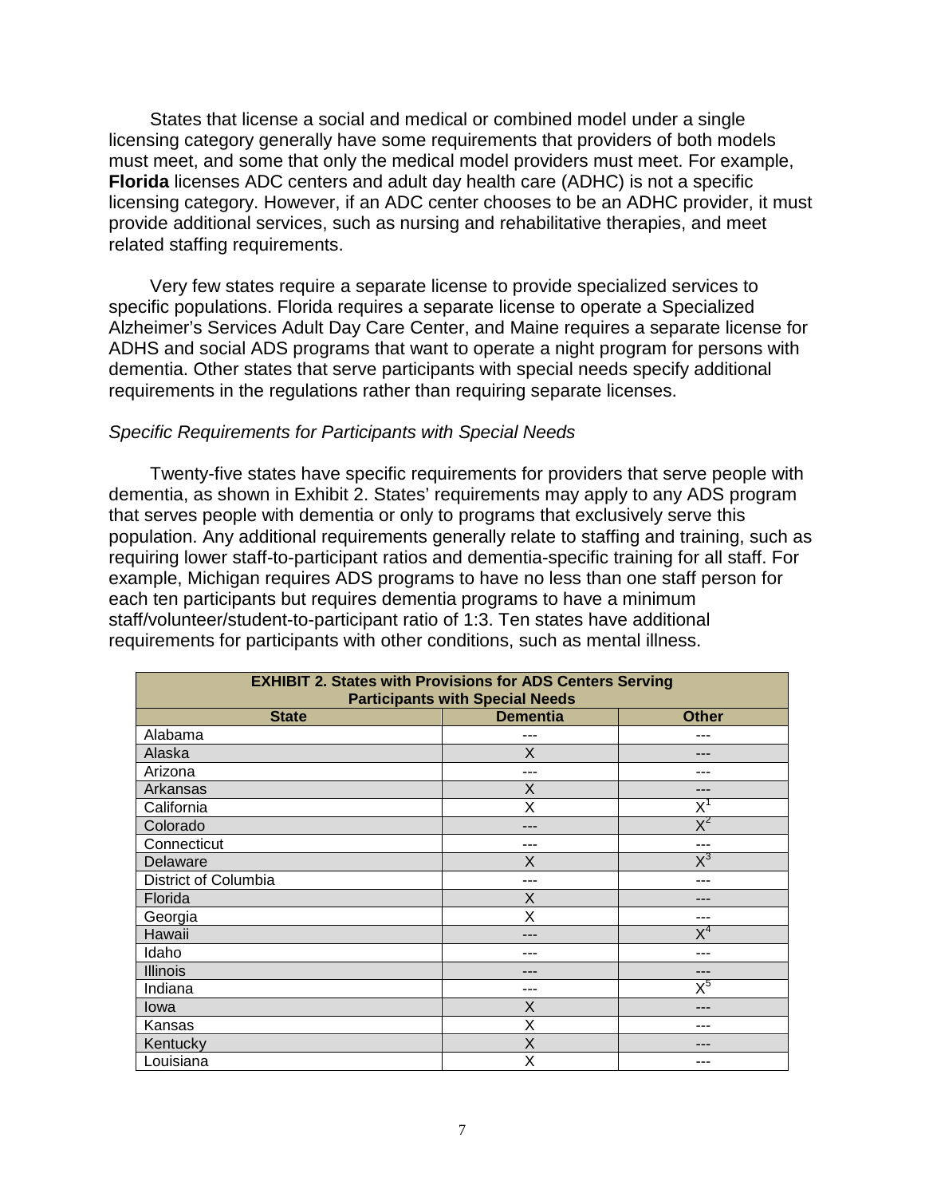States that license a social and medical or combined model under a single licensing category generally have some requirements that providers of both models must meet, and some that only the medical model providers must meet. For example, **Florida** licenses ADC centers and adult day health care (ADHC) is not a specific licensing category. However, if an ADC center chooses to be an ADHC provider, it must provide additional services, such as nursing and rehabilitative therapies, and meet related staffing requirements.

Very few states require a separate license to provide specialized services to specific populations. Florida requires a separate license to operate a Specialized Alzheimer's Services Adult Day Care Center, and Maine requires a separate license for ADHS and social ADS programs that want to operate a night program for persons with dementia. Other states that serve participants with special needs specify additional requirements in the regulations rather than requiring separate licenses.

*Specific Requirements for Participants with Special Needs*

Twenty-five states have specific requirements for providers that serve people with dementia, as shown in Exhibit 2. States' requirements may apply to any ADS program that serves people with dementia or only to programs that exclusively serve this population. Any additional requirements generally relate to staffing and training, such as requiring lower staff-to-participant ratios and dementia-specific training for all staff. For example, Michigan requires ADS programs to have no less than one staff person for each ten participants but requires dementia programs to have a minimum staff/volunteer/student-to-participant ratio of 1:3. Ten states have additional requirements for participants with other conditions, such as mental illness.

**EXHIBIT 2. States with Provisions for ADS Centers Serving Participants with Special Needs**

| State | Dementia | Other |
|---|---|---|
| Alabama | --- | --- |
| Alaska | X | --- |
| Arizona | --- | --- |
| Arkansas | X | --- |
| California | X | X[1] |
| Colorado | --- | X[2] |
| Connecticut | --- | --- |
| Delaware | X | X[3] |
| District of Columbia | --- | --- |
| Florida | X | --- |
| Georgia | X | --- |
| Hawaii | --- | X[4] |
| Idaho | --- | --- |
| Illinois | --- | --- |
| Indiana | --- | X[5] |
| Iowa | X | --- |
| Kansas | X | --- |
| Kentucky | X | --- |
| Louisiana | X | --- |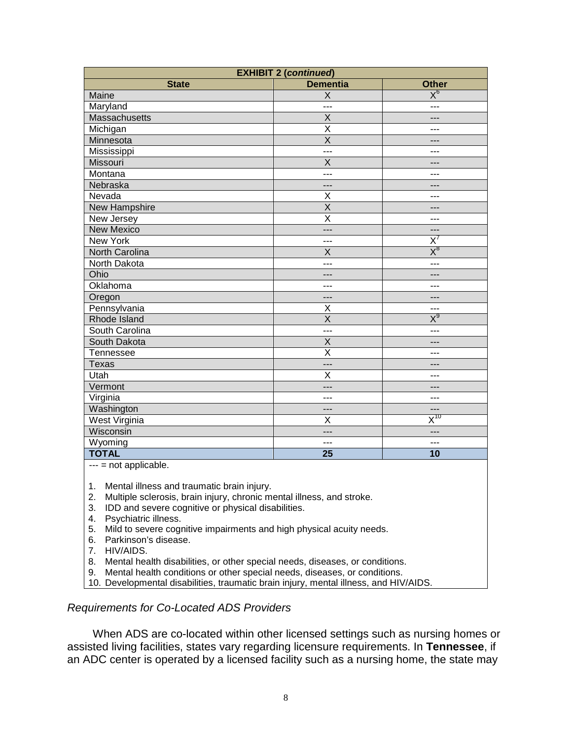| EXHIBIT 2 (*continued*) | | |
|---|---|---|
| **State** | **Dementia** | **Other** |
| Maine | X | X[6] |
| Maryland | --- | --- |
| Massachusetts | X | --- |
| Michigan | X | --- |
| Minnesota | X | --- |
| Mississippi | --- | --- |
| Missouri | X | --- |
| Montana | --- | --- |
| Nebraska | --- | --- |
| Nevada | X | --- |
| New Hampshire | X | --- |
| New Jersey | X | --- |
| New Mexico | --- | --- |
| New York | --- | X[7] |
| North Carolina | X | X[8] |
| North Dakota | --- | --- |
| Ohio | --- | --- |
| Oklahoma | --- | --- |
| Oregon | --- | --- |
| Pennsylvania | X | --- |
| Rhode Island | X | X[9] |
| South Carolina | --- | --- |
| South Dakota | X | --- |
| Tennessee | X | --- |
| Texas | --- | --- |
| Utah | X | --- |
| Vermont | --- | --- |
| Virginia | --- | --- |
| Washington | --- | --- |
| West Virginia | X | X[10] |
| Wisconsin | --- | --- |
| Wyoming | --- | --- |
| **TOTAL** | **25** | **10** |

--- = not applicable.

1. Mental illness and traumatic brain injury.
2. Multiple sclerosis, brain injury, chronic mental illness, and stroke.
3. IDD and severe cognitive or physical disabilities.
4. Psychiatric illness.
5. Mild to severe cognitive impairments and high physical acuity needs.
6. Parkinson's disease.
7. HIV/AIDS.
8. Mental health disabilities, or other special needs, diseases, or conditions.
9. Mental health conditions or other special needs, diseases, or conditions.
10. Developmental disabilities, traumatic brain injury, mental illness, and HIV/AIDS.

*Requirements for Co-Located ADS Providers*

When ADS are co-located within other licensed settings such as nursing homes or assisted living facilities, states vary regarding licensure requirements. In **Tennessee**, if an ADC center is operated by a licensed facility such as a nursing home, the state may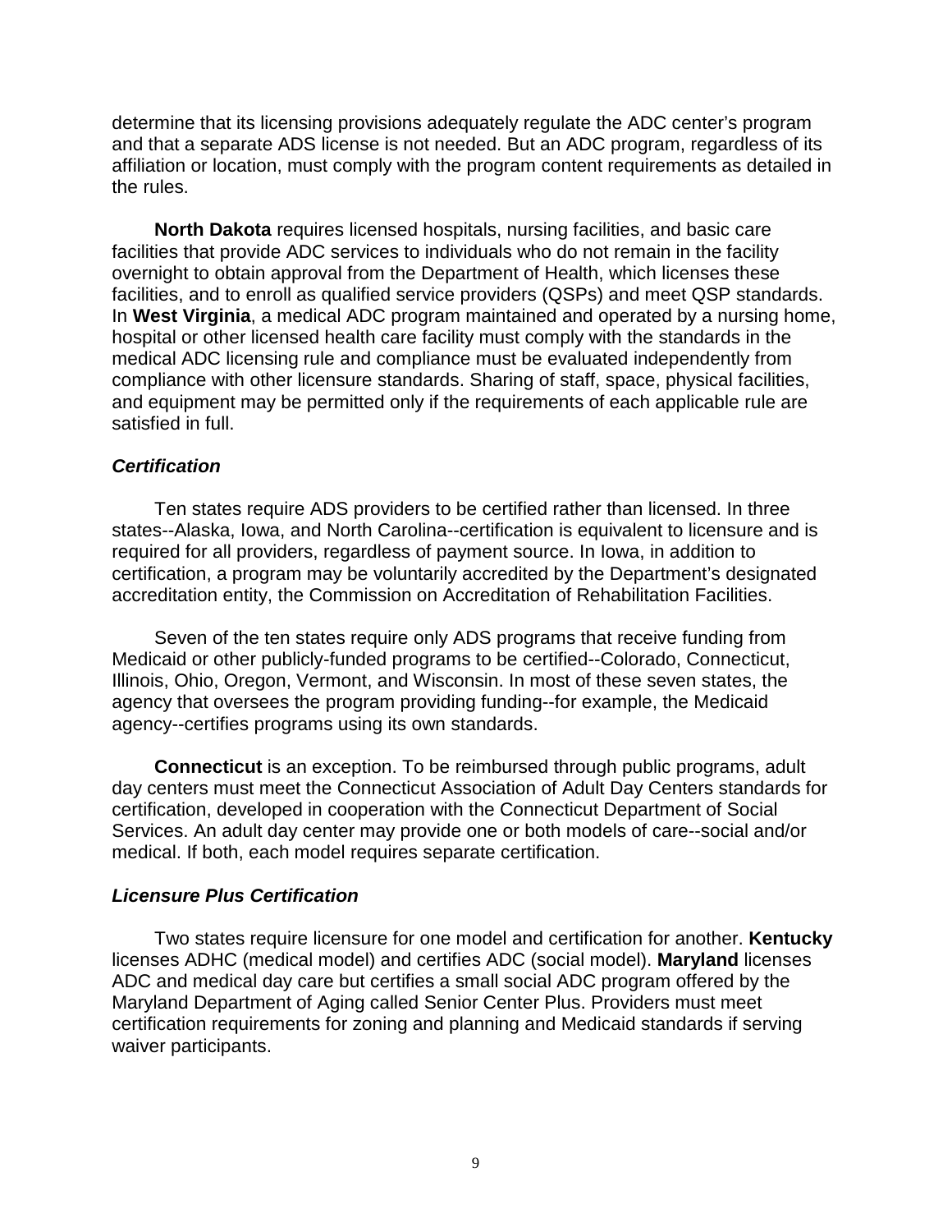determine that its licensing provisions adequately regulate the ADC center's program and that a separate ADS license is not needed. But an ADC program, regardless of its affiliation or location, must comply with the program content requirements as detailed in the rules.

**North Dakota** requires licensed hospitals, nursing facilities, and basic care facilities that provide ADC services to individuals who do not remain in the facility overnight to obtain approval from the Department of Health, which licenses these facilities, and to enroll as qualified service providers (QSPs) and meet QSP standards. In **West Virginia**, a medical ADC program maintained and operated by a nursing home, hospital or other licensed health care facility must comply with the standards in the medical ADC licensing rule and compliance must be evaluated independently from compliance with other licensure standards. Sharing of staff, space, physical facilities, and equipment may be permitted only if the requirements of each applicable rule are satisfied in full.

### *Certification*

Ten states require ADS providers to be certified rather than licensed. In three states--Alaska, Iowa, and North Carolina--certification is equivalent to licensure and is required for all providers, regardless of payment source. In Iowa, in addition to certification, a program may be voluntarily accredited by the Department's designated accreditation entity, the Commission on Accreditation of Rehabilitation Facilities.

Seven of the ten states require only ADS programs that receive funding from Medicaid or other publicly-funded programs to be certified--Colorado, Connecticut, Illinois, Ohio, Oregon, Vermont, and Wisconsin. In most of these seven states, the agency that oversees the program providing funding--for example, the Medicaid agency--certifies programs using its own standards.

**Connecticut** is an exception. To be reimbursed through public programs, adult day centers must meet the Connecticut Association of Adult Day Centers standards for certification, developed in cooperation with the Connecticut Department of Social Services. An adult day center may provide one or both models of care--social and/or medical. If both, each model requires separate certification.

### *Licensure Plus Certification*

Two states require licensure for one model and certification for another. **Kentucky** licenses ADHC (medical model) and certifies ADC (social model). **Maryland** licenses ADC and medical day care but certifies a small social ADC program offered by the Maryland Department of Aging called Senior Center Plus. Providers must meet certification requirements for zoning and planning and Medicaid standards if serving waiver participants.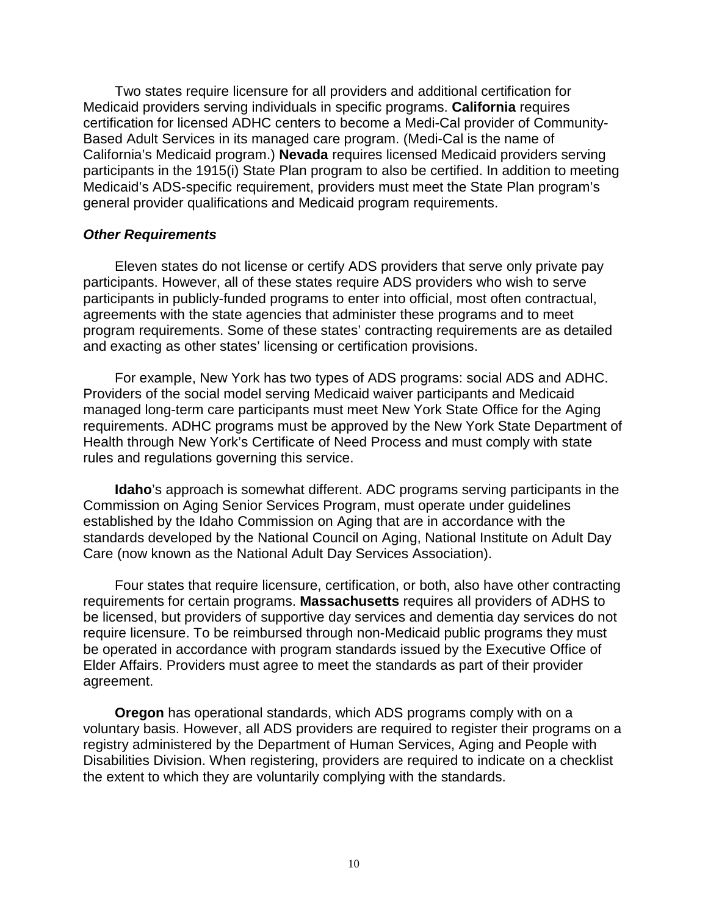Two states require licensure for all providers and additional certification for Medicaid providers serving individuals in specific programs. **California** requires certification for licensed ADHC centers to become a Medi-Cal provider of Community-Based Adult Services in its managed care program. (Medi-Cal is the name of California's Medicaid program.) **Nevada** requires licensed Medicaid providers serving participants in the 1915(i) State Plan program to also be certified. In addition to meeting Medicaid's ADS-specific requirement, providers must meet the State Plan program's general provider qualifications and Medicaid program requirements.

### *Other Requirements*

Eleven states do not license or certify ADS providers that serve only private pay participants. However, all of these states require ADS providers who wish to serve participants in publicly-funded programs to enter into official, most often contractual, agreements with the state agencies that administer these programs and to meet program requirements. Some of these states' contracting requirements are as detailed and exacting as other states' licensing or certification provisions.

For example, New York has two types of ADS programs: social ADS and ADHC. Providers of the social model serving Medicaid waiver participants and Medicaid managed long-term care participants must meet New York State Office for the Aging requirements. ADHC programs must be approved by the New York State Department of Health through New York's Certificate of Need Process and must comply with state rules and regulations governing this service.

**Idaho**'s approach is somewhat different. ADC programs serving participants in the Commission on Aging Senior Services Program, must operate under guidelines established by the Idaho Commission on Aging that are in accordance with the standards developed by the National Council on Aging, National Institute on Adult Day Care (now known as the National Adult Day Services Association).

Four states that require licensure, certification, or both, also have other contracting requirements for certain programs. **Massachusetts** requires all providers of ADHS to be licensed, but providers of supportive day services and dementia day services do not require licensure. To be reimbursed through non-Medicaid public programs they must be operated in accordance with program standards issued by the Executive Office of Elder Affairs. Providers must agree to meet the standards as part of their provider agreement.

**Oregon** has operational standards, which ADS programs comply with on a voluntary basis. However, all ADS providers are required to register their programs on a registry administered by the Department of Human Services, Aging and People with Disabilities Division. When registering, providers are required to indicate on a checklist the extent to which they are voluntarily complying with the standards.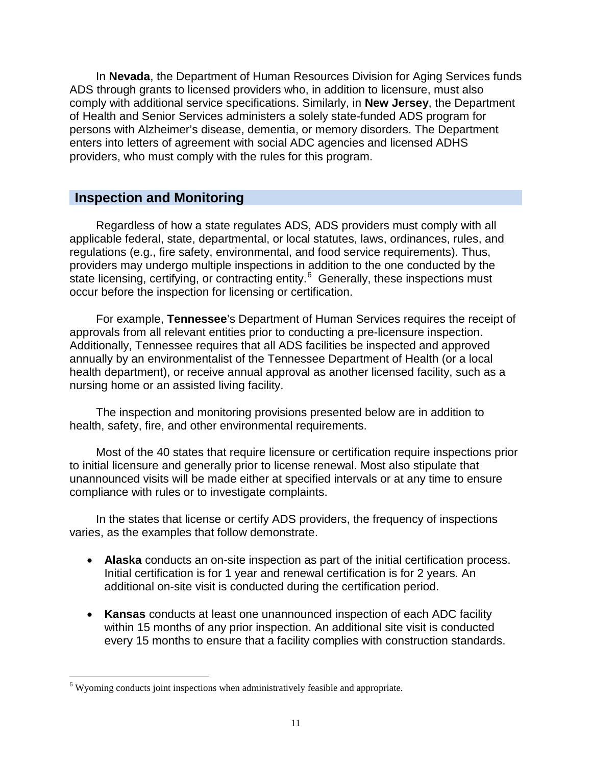In **Nevada**, the Department of Human Resources Division for Aging Services funds ADS through grants to licensed providers who, in addition to licensure, must also comply with additional service specifications. Similarly, in **New Jersey**, the Department of Health and Senior Services administers a solely state-funded ADS program for persons with Alzheimer's disease, dementia, or memory disorders. The Department enters into letters of agreement with social ADC agencies and licensed ADHS providers, who must comply with the rules for this program.

## Inspection and Monitoring

Regardless of how a state regulates ADS, ADS providers must comply with all applicable federal, state, departmental, or local statutes, laws, ordinances, rules, and regulations (e.g., fire safety, environmental, and food service requirements). Thus, providers may undergo multiple inspections in addition to the one conducted by the state licensing, certifying, or contracting entity.[6] Generally, these inspections must occur before the inspection for licensing or certification.

For example, **Tennessee**'s Department of Human Services requires the receipt of approvals from all relevant entities prior to conducting a pre-licensure inspection. Additionally, Tennessee requires that all ADS facilities be inspected and approved annually by an environmentalist of the Tennessee Department of Health (or a local health department), or receive annual approval as another licensed facility, such as a nursing home or an assisted living facility.

The inspection and monitoring provisions presented below are in addition to health, safety, fire, and other environmental requirements.

Most of the 40 states that require licensure or certification require inspections prior to initial licensure and generally prior to license renewal. Most also stipulate that unannounced visits will be made either at specified intervals or at any time to ensure compliance with rules or to investigate complaints.

In the states that license or certify ADS providers, the frequency of inspections varies, as the examples that follow demonstrate.

- **Alaska** conducts an on-site inspection as part of the initial certification process. Initial certification is for 1 year and renewal certification is for 2 years. An additional on-site visit is conducted during the certification period.
- **Kansas** conducts at least one unannounced inspection of each ADC facility within 15 months of any prior inspection. An additional site visit is conducted every 15 months to ensure that a facility complies with construction standards.

[6] Wyoming conducts joint inspections when administratively feasible and appropriate.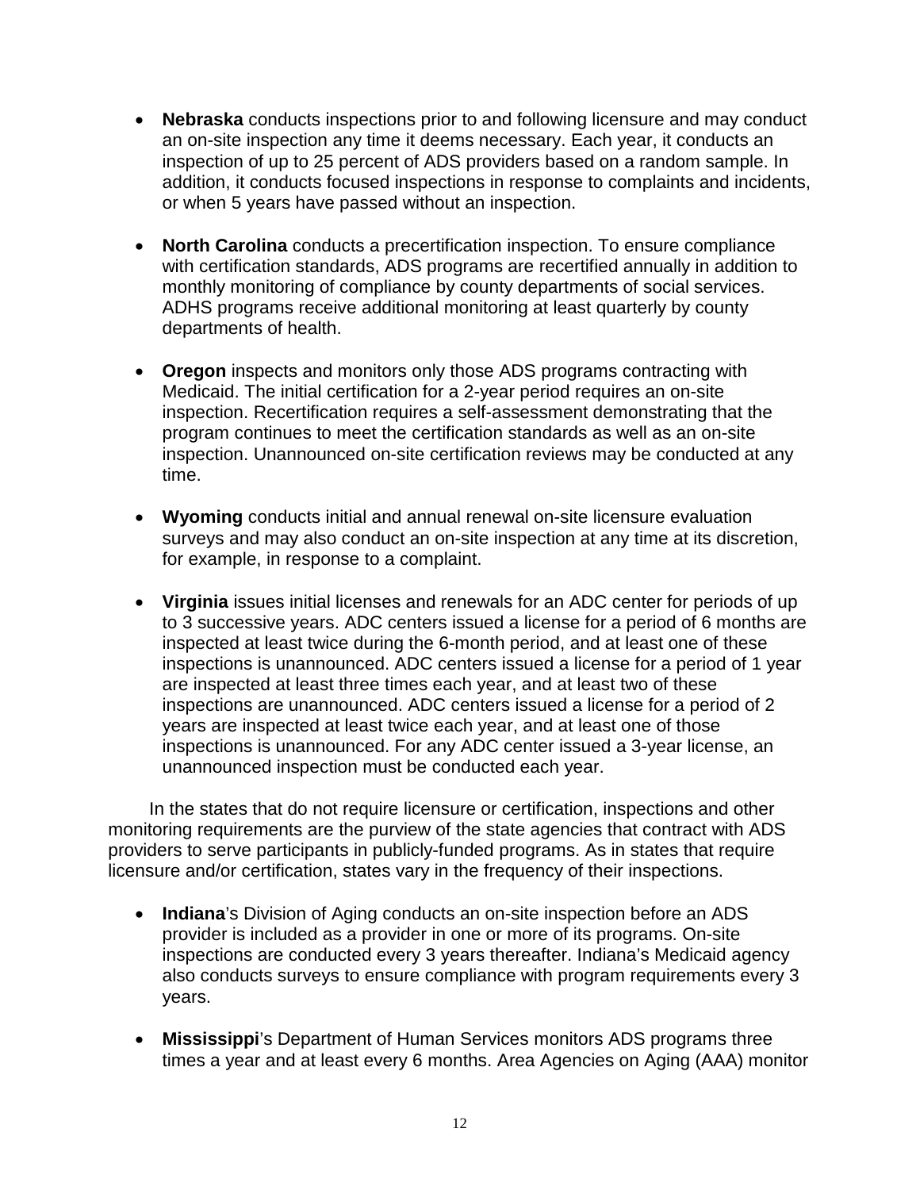- **Nebraska** conducts inspections prior to and following licensure and may conduct an on-site inspection any time it deems necessary. Each year, it conducts an inspection of up to 25 percent of ADS providers based on a random sample. In addition, it conducts focused inspections in response to complaints and incidents, or when 5 years have passed without an inspection.

- **North Carolina** conducts a precertification inspection. To ensure compliance with certification standards, ADS programs are recertified annually in addition to monthly monitoring of compliance by county departments of social services. ADHS programs receive additional monitoring at least quarterly by county departments of health.

- **Oregon** inspects and monitors only those ADS programs contracting with Medicaid. The initial certification for a 2-year period requires an on-site inspection. Recertification requires a self-assessment demonstrating that the program continues to meet the certification standards as well as an on-site inspection. Unannounced on-site certification reviews may be conducted at any time.

- **Wyoming** conducts initial and annual renewal on-site licensure evaluation surveys and may also conduct an on-site inspection at any time at its discretion, for example, in response to a complaint.

- **Virginia** issues initial licenses and renewals for an ADC center for periods of up to 3 successive years. ADC centers issued a license for a period of 6 months are inspected at least twice during the 6-month period, and at least one of these inspections is unannounced. ADC centers issued a license for a period of 1 year are inspected at least three times each year, and at least two of these inspections are unannounced. ADC centers issued a license for a period of 2 years are inspected at least twice each year, and at least one of those inspections is unannounced. For any ADC center issued a 3-year license, an unannounced inspection must be conducted each year.

In the states that do not require licensure or certification, inspections and other monitoring requirements are the purview of the state agencies that contract with ADS providers to serve participants in publicly-funded programs. As in states that require licensure and/or certification, states vary in the frequency of their inspections.

- **Indiana**'s Division of Aging conducts an on-site inspection before an ADS provider is included as a provider in one or more of its programs. On-site inspections are conducted every 3 years thereafter. Indiana's Medicaid agency also conducts surveys to ensure compliance with program requirements every 3 years.

- **Mississippi**'s Department of Human Services monitors ADS programs three times a year and at least every 6 months. Area Agencies on Aging (AAA) monitor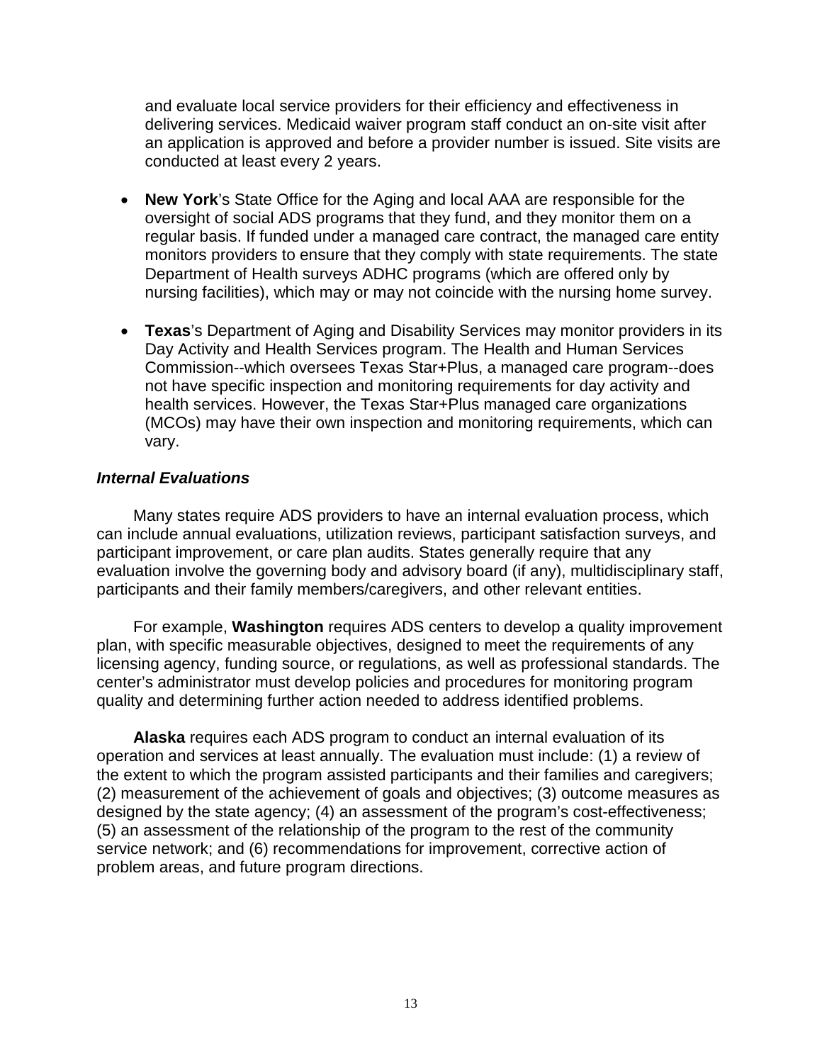and evaluate local service providers for their efficiency and effectiveness in delivering services. Medicaid waiver program staff conduct an on-site visit after an application is approved and before a provider number is issued. Site visits are conducted at least every 2 years.

- **New York**'s State Office for the Aging and local AAA are responsible for the oversight of social ADS programs that they fund, and they monitor them on a regular basis. If funded under a managed care contract, the managed care entity monitors providers to ensure that they comply with state requirements. The state Department of Health surveys ADHC programs (which are offered only by nursing facilities), which may or may not coincide with the nursing home survey.

- **Texas**'s Department of Aging and Disability Services may monitor providers in its Day Activity and Health Services program. The Health and Human Services Commission--which oversees Texas Star+Plus, a managed care program--does not have specific inspection and monitoring requirements for day activity and health services. However, the Texas Star+Plus managed care organizations (MCOs) may have their own inspection and monitoring requirements, which can vary.

### *Internal Evaluations*

Many states require ADS providers to have an internal evaluation process, which can include annual evaluations, utilization reviews, participant satisfaction surveys, and participant improvement, or care plan audits. States generally require that any evaluation involve the governing body and advisory board (if any), multidisciplinary staff, participants and their family members/caregivers, and other relevant entities.

For example, **Washington** requires ADS centers to develop a quality improvement plan, with specific measurable objectives, designed to meet the requirements of any licensing agency, funding source, or regulations, as well as professional standards. The center's administrator must develop policies and procedures for monitoring program quality and determining further action needed to address identified problems.

**Alaska** requires each ADS program to conduct an internal evaluation of its operation and services at least annually. The evaluation must include: (1) a review of the extent to which the program assisted participants and their families and caregivers; (2) measurement of the achievement of goals and objectives; (3) outcome measures as designed by the state agency; (4) an assessment of the program's cost-effectiveness; (5) an assessment of the relationship of the program to the rest of the community service network; and (6) recommendations for improvement, corrective action of problem areas, and future program directions.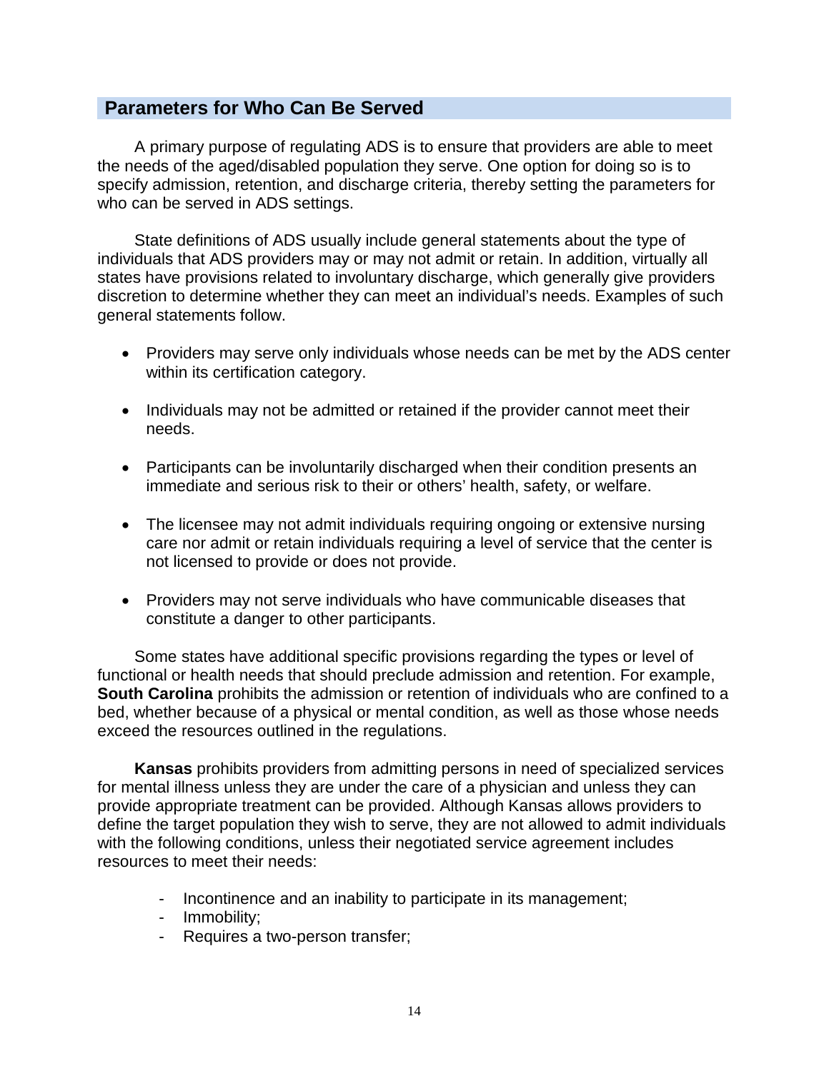## Parameters for Who Can Be Served

A primary purpose of regulating ADS is to ensure that providers are able to meet the needs of the aged/disabled population they serve. One option for doing so is to specify admission, retention, and discharge criteria, thereby setting the parameters for who can be served in ADS settings.

State definitions of ADS usually include general statements about the type of individuals that ADS providers may or may not admit or retain. In addition, virtually all states have provisions related to involuntary discharge, which generally give providers discretion to determine whether they can meet an individual's needs. Examples of such general statements follow.

- Providers may serve only individuals whose needs can be met by the ADS center within its certification category.
- Individuals may not be admitted or retained if the provider cannot meet their needs.
- Participants can be involuntarily discharged when their condition presents an immediate and serious risk to their or others' health, safety, or welfare.
- The licensee may not admit individuals requiring ongoing or extensive nursing care nor admit or retain individuals requiring a level of service that the center is not licensed to provide or does not provide.
- Providers may not serve individuals who have communicable diseases that constitute a danger to other participants.

Some states have additional specific provisions regarding the types or level of functional or health needs that should preclude admission and retention. For example, **South Carolina** prohibits the admission or retention of individuals who are confined to a bed, whether because of a physical or mental condition, as well as those whose needs exceed the resources outlined in the regulations.

**Kansas** prohibits providers from admitting persons in need of specialized services for mental illness unless they are under the care of a physician and unless they can provide appropriate treatment can be provided. Although Kansas allows providers to define the target population they wish to serve, they are not allowed to admit individuals with the following conditions, unless their negotiated service agreement includes resources to meet their needs:

- Incontinence and an inability to participate in its management;
- Immobility;
- Requires a two-person transfer;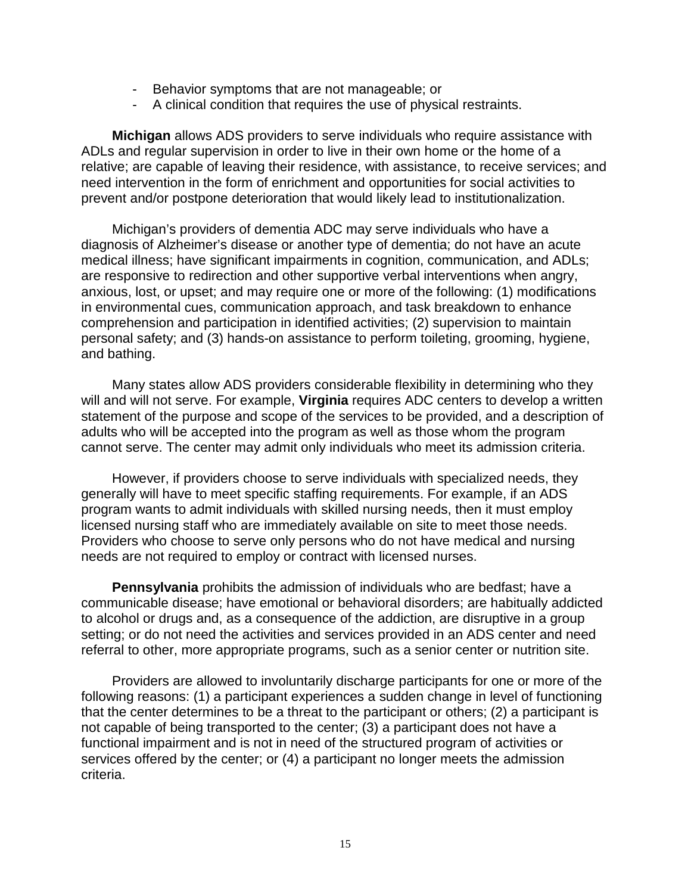- Behavior symptoms that are not manageable; or
- A clinical condition that requires the use of physical restraints.

**Michigan** allows ADS providers to serve individuals who require assistance with ADLs and regular supervision in order to live in their own home or the home of a relative; are capable of leaving their residence, with assistance, to receive services; and need intervention in the form of enrichment and opportunities for social activities to prevent and/or postpone deterioration that would likely lead to institutionalization.

Michigan's providers of dementia ADC may serve individuals who have a diagnosis of Alzheimer's disease or another type of dementia; do not have an acute medical illness; have significant impairments in cognition, communication, and ADLs; are responsive to redirection and other supportive verbal interventions when angry, anxious, lost, or upset; and may require one or more of the following: (1) modifications in environmental cues, communication approach, and task breakdown to enhance comprehension and participation in identified activities; (2) supervision to maintain personal safety; and (3) hands-on assistance to perform toileting, grooming, hygiene, and bathing.

Many states allow ADS providers considerable flexibility in determining who they will and will not serve. For example, **Virginia** requires ADC centers to develop a written statement of the purpose and scope of the services to be provided, and a description of adults who will be accepted into the program as well as those whom the program cannot serve. The center may admit only individuals who meet its admission criteria.

However, if providers choose to serve individuals with specialized needs, they generally will have to meet specific staffing requirements. For example, if an ADS program wants to admit individuals with skilled nursing needs, then it must employ licensed nursing staff who are immediately available on site to meet those needs. Providers who choose to serve only persons who do not have medical and nursing needs are not required to employ or contract with licensed nurses.

**Pennsylvania** prohibits the admission of individuals who are bedfast; have a communicable disease; have emotional or behavioral disorders; are habitually addicted to alcohol or drugs and, as a consequence of the addiction, are disruptive in a group setting; or do not need the activities and services provided in an ADS center and need referral to other, more appropriate programs, such as a senior center or nutrition site.

Providers are allowed to involuntarily discharge participants for one or more of the following reasons: (1) a participant experiences a sudden change in level of functioning that the center determines to be a threat to the participant or others; (2) a participant is not capable of being transported to the center; (3) a participant does not have a functional impairment and is not in need of the structured program of activities or services offered by the center; or (4) a participant no longer meets the admission criteria.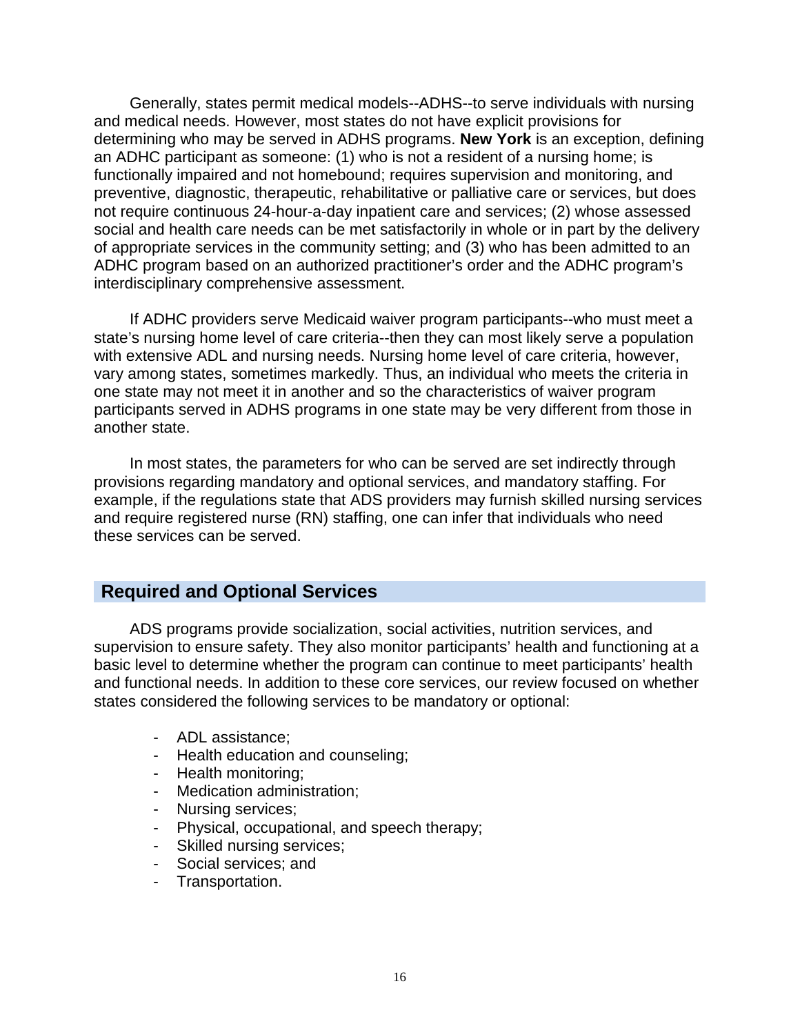Generally, states permit medical models--ADHS--to serve individuals with nursing and medical needs. However, most states do not have explicit provisions for determining who may be served in ADHS programs. **New York** is an exception, defining an ADHC participant as someone: (1) who is not a resident of a nursing home; is functionally impaired and not homebound; requires supervision and monitoring, and preventive, diagnostic, therapeutic, rehabilitative or palliative care or services, but does not require continuous 24-hour-a-day inpatient care and services; (2) whose assessed social and health care needs can be met satisfactorily in whole or in part by the delivery of appropriate services in the community setting; and (3) who has been admitted to an ADHC program based on an authorized practitioner's order and the ADHC program's interdisciplinary comprehensive assessment.

If ADHC providers serve Medicaid waiver program participants--who must meet a state's nursing home level of care criteria--then they can most likely serve a population with extensive ADL and nursing needs. Nursing home level of care criteria, however, vary among states, sometimes markedly. Thus, an individual who meets the criteria in one state may not meet it in another and so the characteristics of waiver program participants served in ADHS programs in one state may be very different from those in another state.

In most states, the parameters for who can be served are set indirectly through provisions regarding mandatory and optional services, and mandatory staffing. For example, if the regulations state that ADS providers may furnish skilled nursing services and require registered nurse (RN) staffing, one can infer that individuals who need these services can be served.

## Required and Optional Services

ADS programs provide socialization, social activities, nutrition services, and supervision to ensure safety. They also monitor participants' health and functioning at a basic level to determine whether the program can continue to meet participants' health and functional needs. In addition to these core services, our review focused on whether states considered the following services to be mandatory or optional:

- ADL assistance;
- Health education and counseling;
- Health monitoring;
- Medication administration;
- Nursing services;
- Physical, occupational, and speech therapy;
- Skilled nursing services;
- Social services; and
- Transportation.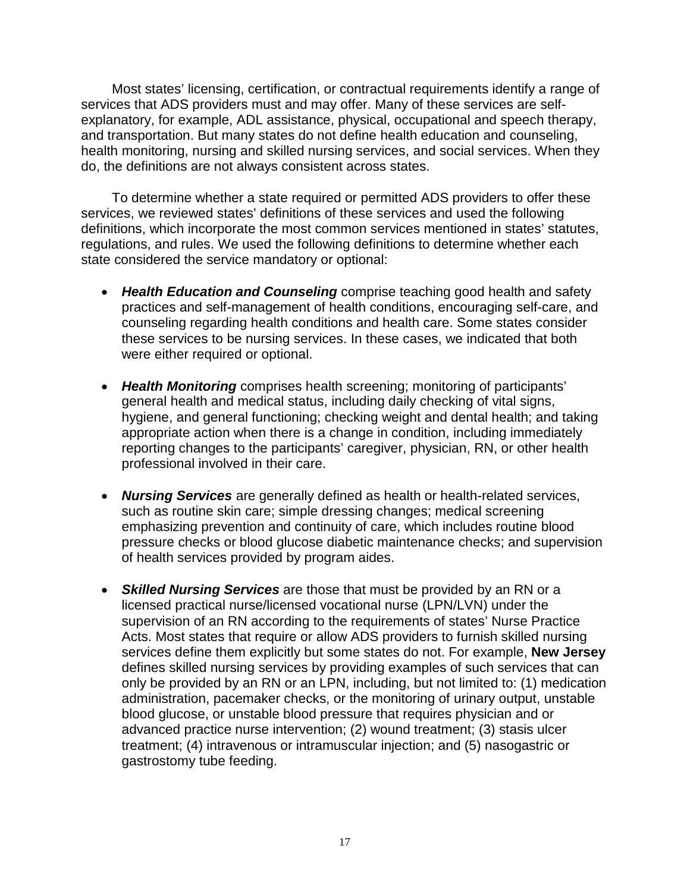Most states' licensing, certification, or contractual requirements identify a range of services that ADS providers must and may offer. Many of these services are self-explanatory, for example, ADL assistance, physical, occupational and speech therapy, and transportation. But many states do not define health education and counseling, health monitoring, nursing and skilled nursing services, and social services. When they do, the definitions are not always consistent across states.

To determine whether a state required or permitted ADS providers to offer these services, we reviewed states' definitions of these services and used the following definitions, which incorporate the most common services mentioned in states' statutes, regulations, and rules. We used the following definitions to determine whether each state considered the service mandatory or optional:

- ***Health Education and Counseling*** comprise teaching good health and safety practices and self-management of health conditions, encouraging self-care, and counseling regarding health conditions and health care. Some states consider these services to be nursing services. In these cases, we indicated that both were either required or optional.
- ***Health Monitoring*** comprises health screening; monitoring of participants' general health and medical status, including daily checking of vital signs, hygiene, and general functioning; checking weight and dental health; and taking appropriate action when there is a change in condition, including immediately reporting changes to the participants' caregiver, physician, RN, or other health professional involved in their care.
- ***Nursing Services*** are generally defined as health or health-related services, such as routine skin care; simple dressing changes; medical screening emphasizing prevention and continuity of care, which includes routine blood pressure checks or blood glucose diabetic maintenance checks; and supervision of health services provided by program aides.
- ***Skilled Nursing Services*** are those that must be provided by an RN or a licensed practical nurse/licensed vocational nurse (LPN/LVN) under the supervision of an RN according to the requirements of states' Nurse Practice Acts. Most states that require or allow ADS providers to furnish skilled nursing services define them explicitly but some states do not. For example, **New Jersey** defines skilled nursing services by providing examples of such services that can only be provided by an RN or an LPN, including, but not limited to: (1) medication administration, pacemaker checks, or the monitoring of urinary output, unstable blood glucose, or unstable blood pressure that requires physician and or advanced practice nurse intervention; (2) wound treatment; (3) stasis ulcer treatment; (4) intravenous or intramuscular injection; and (5) nasogastric or gastrostomy tube feeding.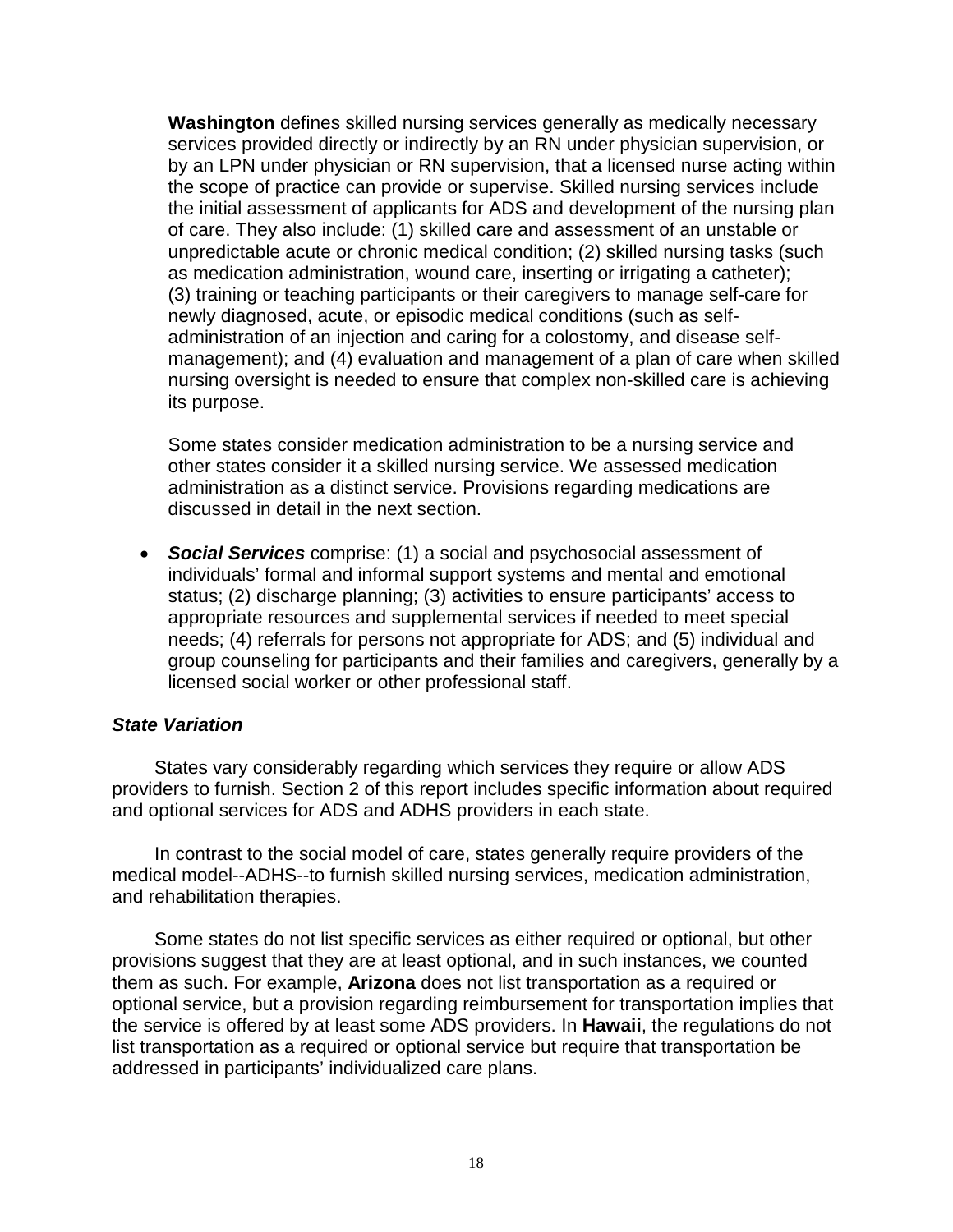**Washington** defines skilled nursing services generally as medically necessary services provided directly or indirectly by an RN under physician supervision, or by an LPN under physician or RN supervision, that a licensed nurse acting within the scope of practice can provide or supervise. Skilled nursing services include the initial assessment of applicants for ADS and development of the nursing plan of care. They also include: (1) skilled care and assessment of an unstable or unpredictable acute or chronic medical condition; (2) skilled nursing tasks (such as medication administration, wound care, inserting or irrigating a catheter); (3) training or teaching participants or their caregivers to manage self-care for newly diagnosed, acute, or episodic medical conditions (such as self-administration of an injection and caring for a colostomy, and disease self-management); and (4) evaluation and management of a plan of care when skilled nursing oversight is needed to ensure that complex non-skilled care is achieving its purpose.

Some states consider medication administration to be a nursing service and other states consider it a skilled nursing service. We assessed medication administration as a distinct service. Provisions regarding medications are discussed in detail in the next section.

- ***Social Services*** comprise: (1) a social and psychosocial assessment of individuals' formal and informal support systems and mental and emotional status; (2) discharge planning; (3) activities to ensure participants' access to appropriate resources and supplemental services if needed to meet special needs; (4) referrals for persons not appropriate for ADS; and (5) individual and group counseling for participants and their families and caregivers, generally by a licensed social worker or other professional staff.

### *State Variation*

States vary considerably regarding which services they require or allow ADS providers to furnish. Section 2 of this report includes specific information about required and optional services for ADS and ADHS providers in each state.

In contrast to the social model of care, states generally require providers of the medical model--ADHS--to furnish skilled nursing services, medication administration, and rehabilitation therapies.

Some states do not list specific services as either required or optional, but other provisions suggest that they are at least optional, and in such instances, we counted them as such. For example, **Arizona** does not list transportation as a required or optional service, but a provision regarding reimbursement for transportation implies that the service is offered by at least some ADS providers. In **Hawaii**, the regulations do not list transportation as a required or optional service but require that transportation be addressed in participants' individualized care plans.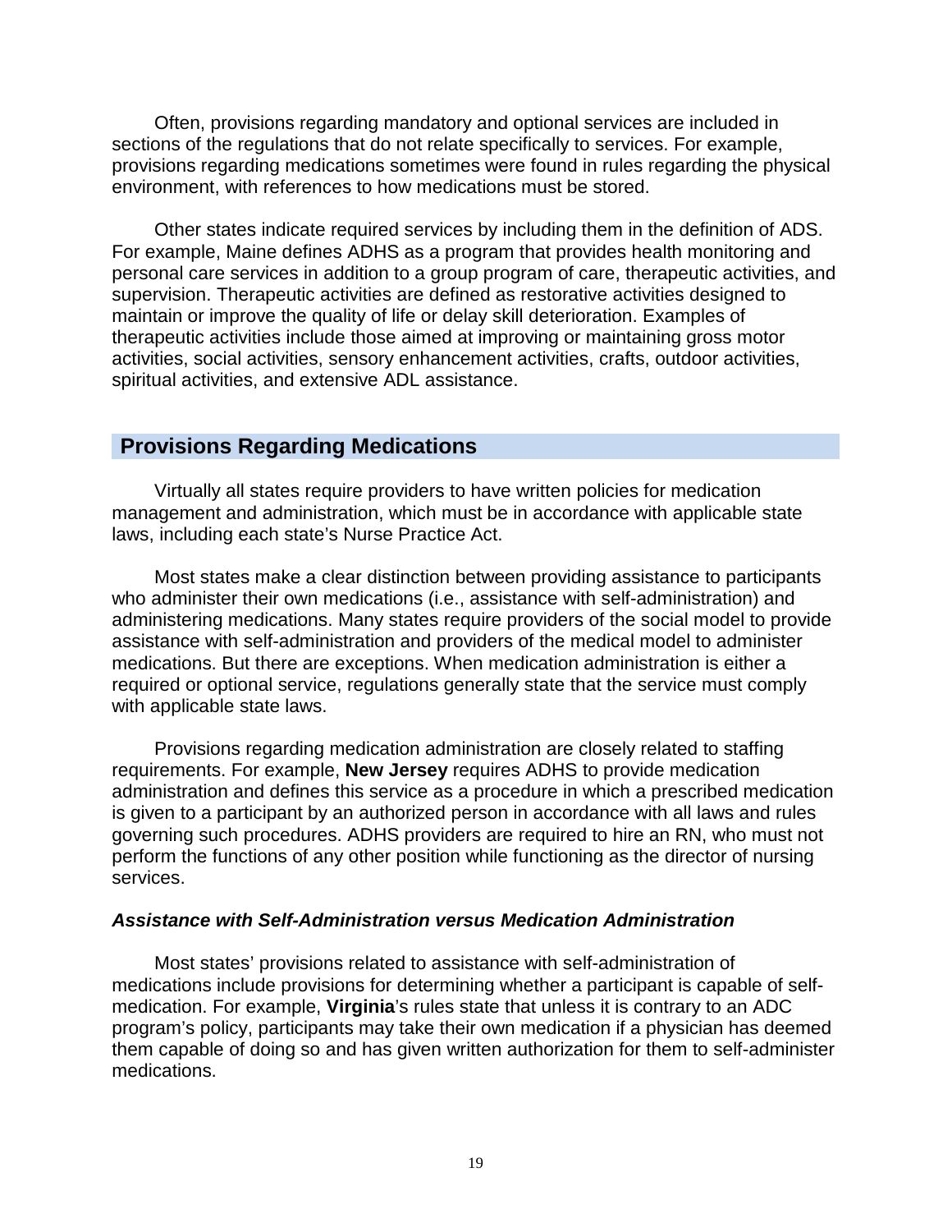Often, provisions regarding mandatory and optional services are included in sections of the regulations that do not relate specifically to services. For example, provisions regarding medications sometimes were found in rules regarding the physical environment, with references to how medications must be stored.

Other states indicate required services by including them in the definition of ADS. For example, Maine defines ADHS as a program that provides health monitoring and personal care services in addition to a group program of care, therapeutic activities, and supervision. Therapeutic activities are defined as restorative activities designed to maintain or improve the quality of life or delay skill deterioration. Examples of therapeutic activities include those aimed at improving or maintaining gross motor activities, social activities, sensory enhancement activities, crafts, outdoor activities, spiritual activities, and extensive ADL assistance.

## Provisions Regarding Medications

Virtually all states require providers to have written policies for medication management and administration, which must be in accordance with applicable state laws, including each state's Nurse Practice Act.

Most states make a clear distinction between providing assistance to participants who administer their own medications (i.e., assistance with self-administration) and administering medications. Many states require providers of the social model to provide assistance with self-administration and providers of the medical model to administer medications. But there are exceptions. When medication administration is either a required or optional service, regulations generally state that the service must comply with applicable state laws.

Provisions regarding medication administration are closely related to staffing requirements. For example, **New Jersey** requires ADHS to provide medication administration and defines this service as a procedure in which a prescribed medication is given to a participant by an authorized person in accordance with all laws and rules governing such procedures. ADHS providers are required to hire an RN, who must not perform the functions of any other position while functioning as the director of nursing services.

### *Assistance with Self-Administration versus Medication Administration*

Most states' provisions related to assistance with self-administration of medications include provisions for determining whether a participant is capable of self-medication. For example, **Virginia**'s rules state that unless it is contrary to an ADC program's policy, participants may take their own medication if a physician has deemed them capable of doing so and has given written authorization for them to self-administer medications.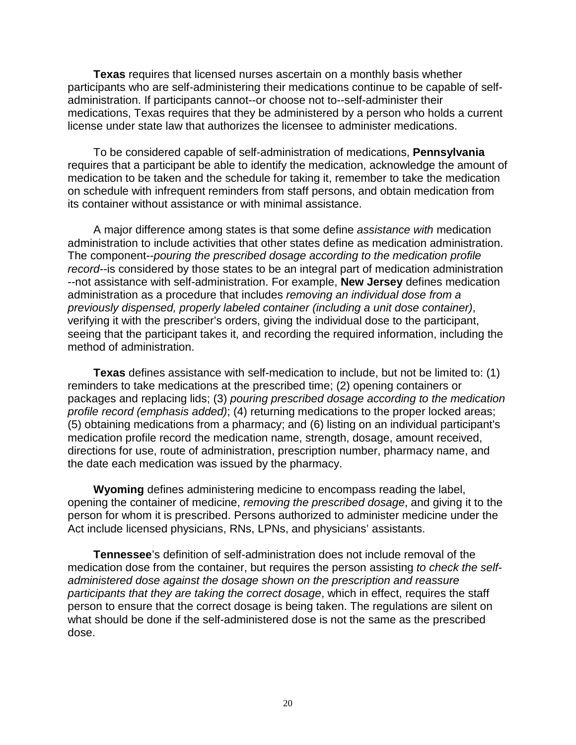**Texas** requires that licensed nurses ascertain on a monthly basis whether participants who are self-administering their medications continue to be capable of self-administration. If participants cannot--or choose not to--self-administer their medications, Texas requires that they be administered by a person who holds a current license under state law that authorizes the licensee to administer medications.

To be considered capable of self-administration of medications, **Pennsylvania** requires that a participant be able to identify the medication, acknowledge the amount of medication to be taken and the schedule for taking it, remember to take the medication on schedule with infrequent reminders from staff persons, and obtain medication from its container without assistance or with minimal assistance.

A major difference among states is that some define *assistance with* medication administration to include activities that other states define as medication administration. The component--*pouring the prescribed dosage according to the medication profile record*--is considered by those states to be an integral part of medication administration --not assistance with self-administration. For example, **New Jersey** defines medication administration as a procedure that includes *removing an individual dose from a previously dispensed, properly labeled container (including a unit dose container)*, verifying it with the prescriber's orders, giving the individual dose to the participant, seeing that the participant takes it, and recording the required information, including the method of administration.

**Texas** defines assistance with self-medication to include, but not be limited to: (1) reminders to take medications at the prescribed time; (2) opening containers or packages and replacing lids; (3) *pouring prescribed dosage according to the medication profile record (emphasis added)*; (4) returning medications to the proper locked areas; (5) obtaining medications from a pharmacy; and (6) listing on an individual participant's medication profile record the medication name, strength, dosage, amount received, directions for use, route of administration, prescription number, pharmacy name, and the date each medication was issued by the pharmacy.

**Wyoming** defines administering medicine to encompass reading the label, opening the container of medicine, *removing the prescribed dosage*, and giving it to the person for whom it is prescribed. Persons authorized to administer medicine under the Act include licensed physicians, RNs, LPNs, and physicians' assistants.

**Tennessee**'s definition of self-administration does not include removal of the medication dose from the container, but requires the person assisting *to check the self-administered dose against the dosage shown on the prescription and reassure participants that they are taking the correct dosage*, which in effect, requires the staff person to ensure that the correct dosage is being taken. The regulations are silent on what should be done if the self-administered dose is not the same as the prescribed dose.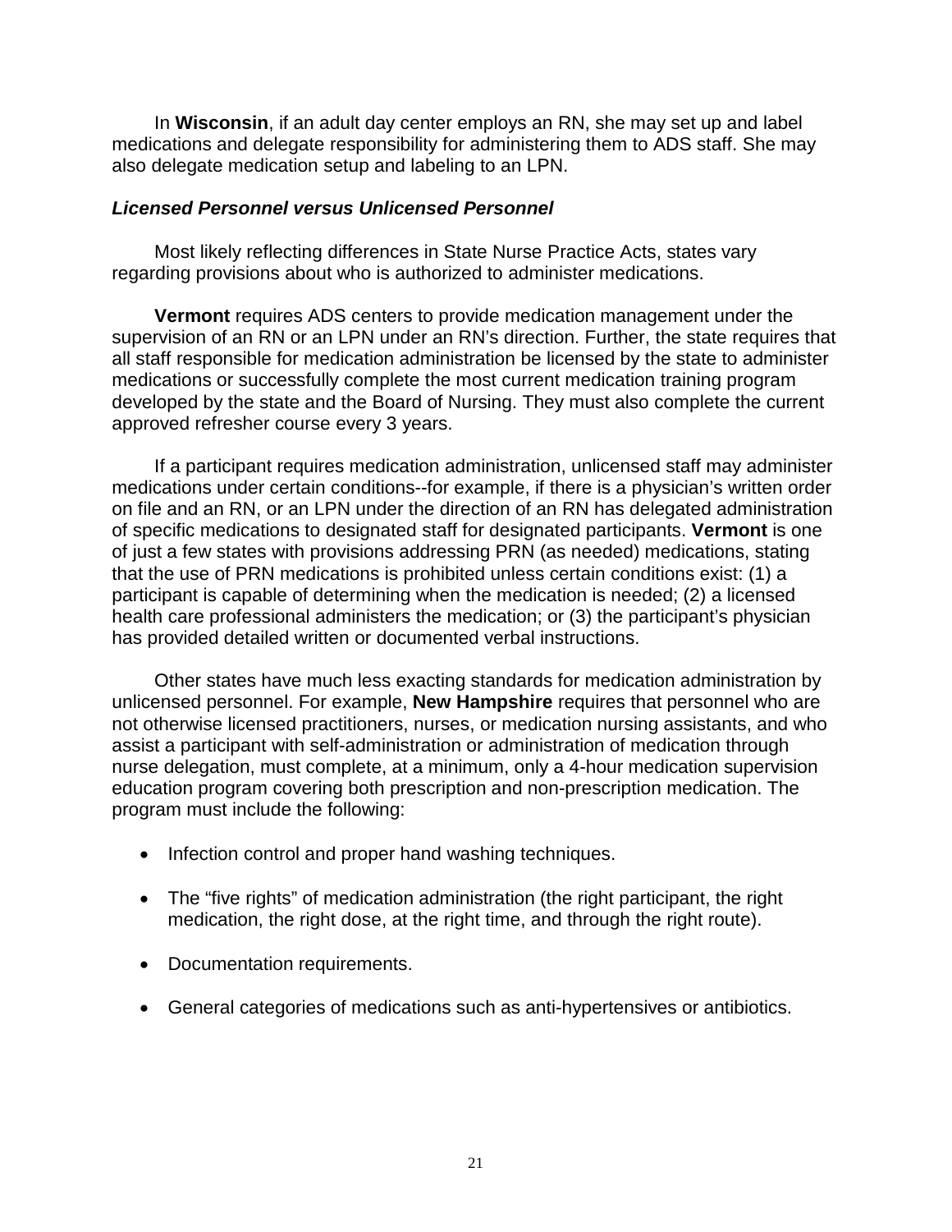In **Wisconsin**, if an adult day center employs an RN, she may set up and label medications and delegate responsibility for administering them to ADS staff. She may also delegate medication setup and labeling to an LPN.

### *Licensed Personnel versus Unlicensed Personnel*

Most likely reflecting differences in State Nurse Practice Acts, states vary regarding provisions about who is authorized to administer medications.

**Vermont** requires ADS centers to provide medication management under the supervision of an RN or an LPN under an RN's direction. Further, the state requires that all staff responsible for medication administration be licensed by the state to administer medications or successfully complete the most current medication training program developed by the state and the Board of Nursing. They must also complete the current approved refresher course every 3 years.

If a participant requires medication administration, unlicensed staff may administer medications under certain conditions--for example, if there is a physician's written order on file and an RN, or an LPN under the direction of an RN has delegated administration of specific medications to designated staff for designated participants. **Vermont** is one of just a few states with provisions addressing PRN (as needed) medications, stating that the use of PRN medications is prohibited unless certain conditions exist: (1) a participant is capable of determining when the medication is needed; (2) a licensed health care professional administers the medication; or (3) the participant's physician has provided detailed written or documented verbal instructions.

Other states have much less exacting standards for medication administration by unlicensed personnel. For example, **New Hampshire** requires that personnel who are not otherwise licensed practitioners, nurses, or medication nursing assistants, and who assist a participant with self-administration or administration of medication through nurse delegation, must complete, at a minimum, only a 4-hour medication supervision education program covering both prescription and non-prescription medication. The program must include the following:

- Infection control and proper hand washing techniques.
- The "five rights" of medication administration (the right participant, the right medication, the right dose, at the right time, and through the right route).
- Documentation requirements.
- General categories of medications such as anti-hypertensives or antibiotics.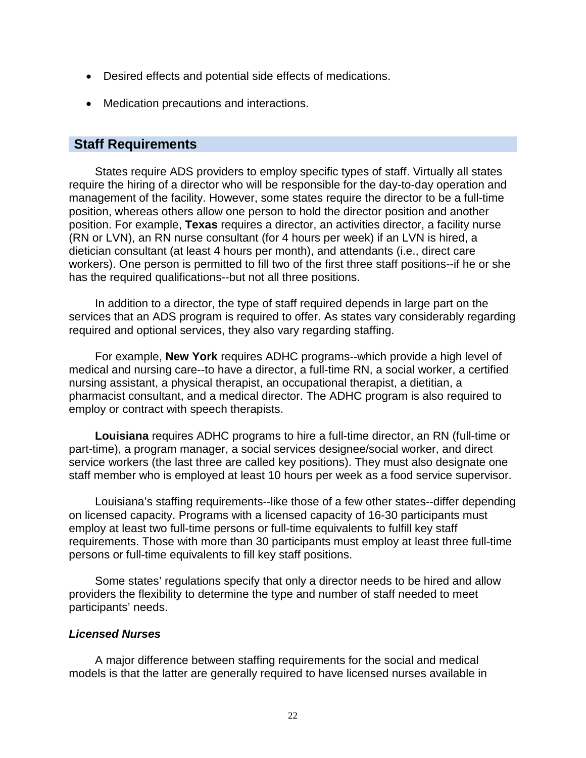- Desired effects and potential side effects of medications.
- Medication precautions and interactions.

## Staff Requirements

States require ADS providers to employ specific types of staff. Virtually all states require the hiring of a director who will be responsible for the day-to-day operation and management of the facility. However, some states require the director to be a full-time position, whereas others allow one person to hold the director position and another position. For example, **Texas** requires a director, an activities director, a facility nurse (RN or LVN), an RN nurse consultant (for 4 hours per week) if an LVN is hired, a dietician consultant (at least 4 hours per month), and attendants (i.e., direct care workers). One person is permitted to fill two of the first three staff positions--if he or she has the required qualifications--but not all three positions.

In addition to a director, the type of staff required depends in large part on the services that an ADS program is required to offer. As states vary considerably regarding required and optional services, they also vary regarding staffing.

For example, **New York** requires ADHC programs--which provide a high level of medical and nursing care--to have a director, a full-time RN, a social worker, a certified nursing assistant, a physical therapist, an occupational therapist, a dietitian, a pharmacist consultant, and a medical director. The ADHC program is also required to employ or contract with speech therapists.

**Louisiana** requires ADHC programs to hire a full-time director, an RN (full-time or part-time), a program manager, a social services designee/social worker, and direct service workers (the last three are called key positions). They must also designate one staff member who is employed at least 10 hours per week as a food service supervisor.

Louisiana's staffing requirements--like those of a few other states--differ depending on licensed capacity. Programs with a licensed capacity of 16-30 participants must employ at least two full-time persons or full-time equivalents to fulfill key staff requirements. Those with more than 30 participants must employ at least three full-time persons or full-time equivalents to fill key staff positions.

Some states' regulations specify that only a director needs to be hired and allow providers the flexibility to determine the type and number of staff needed to meet participants' needs.

### *Licensed Nurses*

A major difference between staffing requirements for the social and medical models is that the latter are generally required to have licensed nurses available in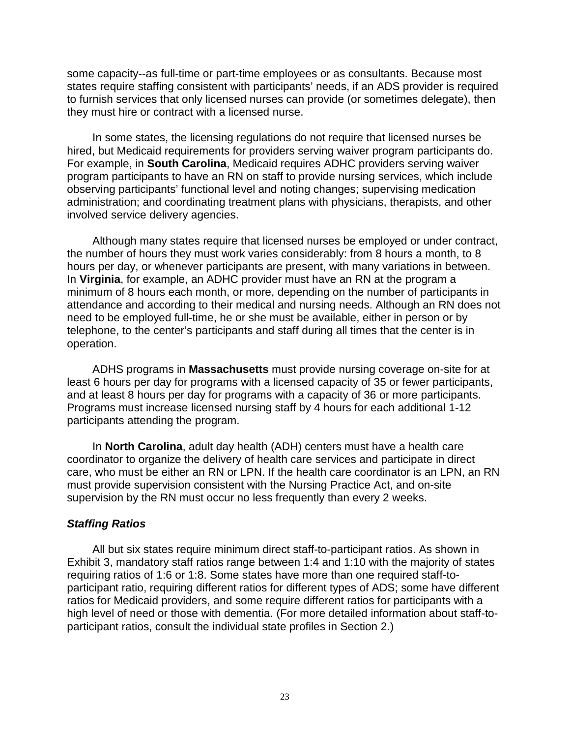some capacity--as full-time or part-time employees or as consultants. Because most states require staffing consistent with participants' needs, if an ADS provider is required to furnish services that only licensed nurses can provide (or sometimes delegate), then they must hire or contract with a licensed nurse.

In some states, the licensing regulations do not require that licensed nurses be hired, but Medicaid requirements for providers serving waiver program participants do. For example, in **South Carolina**, Medicaid requires ADHC providers serving waiver program participants to have an RN on staff to provide nursing services, which include observing participants' functional level and noting changes; supervising medication administration; and coordinating treatment plans with physicians, therapists, and other involved service delivery agencies.

Although many states require that licensed nurses be employed or under contract, the number of hours they must work varies considerably: from 8 hours a month, to 8 hours per day, or whenever participants are present, with many variations in between. In **Virginia**, for example, an ADHC provider must have an RN at the program a minimum of 8 hours each month, or more, depending on the number of participants in attendance and according to their medical and nursing needs. Although an RN does not need to be employed full-time, he or she must be available, either in person or by telephone, to the center's participants and staff during all times that the center is in operation.

ADHS programs in **Massachusetts** must provide nursing coverage on-site for at least 6 hours per day for programs with a licensed capacity of 35 or fewer participants, and at least 8 hours per day for programs with a capacity of 36 or more participants. Programs must increase licensed nursing staff by 4 hours for each additional 1-12 participants attending the program.

In **North Carolina**, adult day health (ADH) centers must have a health care coordinator to organize the delivery of health care services and participate in direct care, who must be either an RN or LPN. If the health care coordinator is an LPN, an RN must provide supervision consistent with the Nursing Practice Act, and on-site supervision by the RN must occur no less frequently than every 2 weeks.

### ***Staffing Ratios***

All but six states require minimum direct staff-to-participant ratios. As shown in Exhibit 3, mandatory staff ratios range between 1:4 and 1:10 with the majority of states requiring ratios of 1:6 or 1:8. Some states have more than one required staff-to-participant ratio, requiring different ratios for different types of ADS; some have different ratios for Medicaid providers, and some require different ratios for participants with a high level of need or those with dementia. (For more detailed information about staff-to-participant ratios, consult the individual state profiles in Section 2.)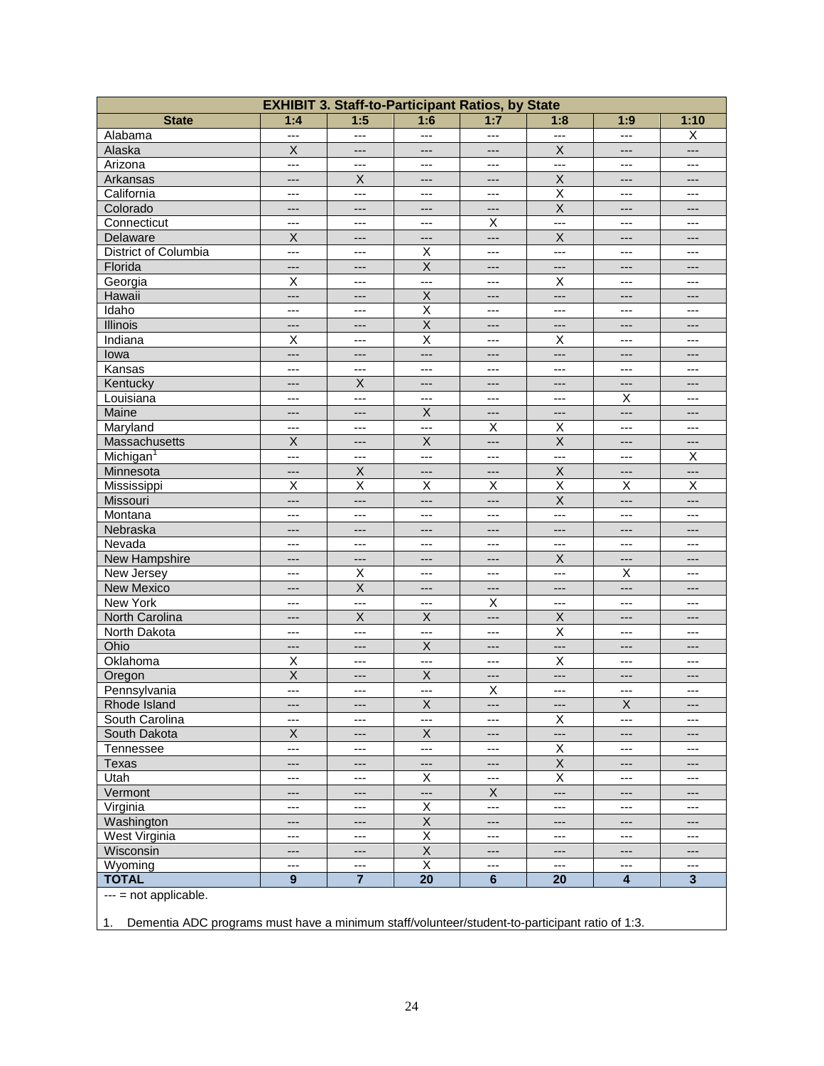| EXHIBIT 3. Staff-to-Participant Ratios, by State | | | | | | | |
|---|---|---|---|---|---|---|---|
| State | 1:4 | 1:5 | 1:6 | 1:7 | 1:8 | 1:9 | 1:10 |
| Alabama | --- | --- | --- | --- | --- | --- | X |
| Alaska | X | --- | --- | --- | X | --- | --- |
| Arizona | --- | --- | --- | --- | --- | --- | --- |
| Arkansas | --- | X | --- | --- | X | --- | --- |
| California | --- | --- | --- | --- | X | --- | --- |
| Colorado | --- | --- | --- | --- | X | --- | --- |
| Connecticut | --- | --- | --- | X | --- | --- | --- |
| Delaware | X | --- | --- | --- | X | --- | --- |
| District of Columbia | --- | --- | X | --- | --- | --- | --- |
| Florida | --- | --- | X | --- | --- | --- | --- |
| Georgia | X | --- | --- | --- | X | --- | --- |
| Hawaii | --- | --- | X | --- | --- | --- | --- |
| Idaho | --- | --- | X | --- | --- | --- | --- |
| Illinois | --- | --- | X | --- | --- | --- | --- |
| Indiana | X | --- | X | --- | X | --- | --- |
| Iowa | --- | --- | --- | --- | --- | --- | --- |
| Kansas | --- | --- | --- | --- | --- | --- | --- |
| Kentucky | --- | X | --- | --- | --- | --- | --- |
| Louisiana | --- | --- | --- | --- | --- | X | --- |
| Maine | --- | --- | X | --- | --- | --- | --- |
| Maryland | --- | --- | --- | X | X | --- | --- |
| Massachusetts | X | --- | X | --- | X | --- | --- |
| Michigan[1] | --- | --- | --- | --- | --- | --- | X |
| Minnesota | --- | X | --- | --- | X | --- | --- |
| Mississippi | X | X | X | X | X | X | X |
| Missouri | --- | --- | --- | --- | X | --- | --- |
| Montana | --- | --- | --- | --- | --- | --- | --- |
| Nebraska | --- | --- | --- | --- | --- | --- | --- |
| Nevada | --- | --- | --- | --- | --- | --- | --- |
| New Hampshire | --- | --- | --- | --- | X | --- | --- |
| New Jersey | --- | X | --- | --- | --- | X | --- |
| New Mexico | --- | X | --- | --- | --- | --- | --- |
| New York | --- | --- | --- | X | --- | --- | --- |
| North Carolina | --- | X | X | --- | X | --- | --- |
| North Dakota | --- | --- | --- | --- | X | --- | --- |
| Ohio | --- | --- | X | --- | --- | --- | --- |
| Oklahoma | X | --- | --- | --- | X | --- | --- |
| Oregon | X | --- | X | --- | --- | --- | --- |
| Pennsylvania | --- | --- | --- | X | --- | --- | --- |
| Rhode Island | --- | --- | X | --- | --- | X | --- |
| South Carolina | --- | --- | --- | --- | X | --- | --- |
| South Dakota | X | --- | X | --- | --- | --- | --- |
| Tennessee | --- | --- | --- | --- | X | --- | --- |
| Texas | --- | --- | --- | --- | X | --- | --- |
| Utah | --- | --- | X | --- | X | --- | --- |
| Vermont | --- | --- | --- | X | --- | --- | --- |
| Virginia | --- | --- | X | --- | --- | --- | --- |
| Washington | --- | --- | X | --- | --- | --- | --- |
| West Virginia | --- | --- | X | --- | --- | --- | --- |
| Wisconsin | --- | --- | X | --- | --- | --- | --- |
| Wyoming | --- | --- | X | --- | --- | --- | --- |
| **TOTAL** | **9** | **7** | **20** | **6** | **20** | **4** | **3** |

--- = not applicable.

1. Dementia ADC programs must have a minimum staff/volunteer/student-to-participant ratio of 1:3.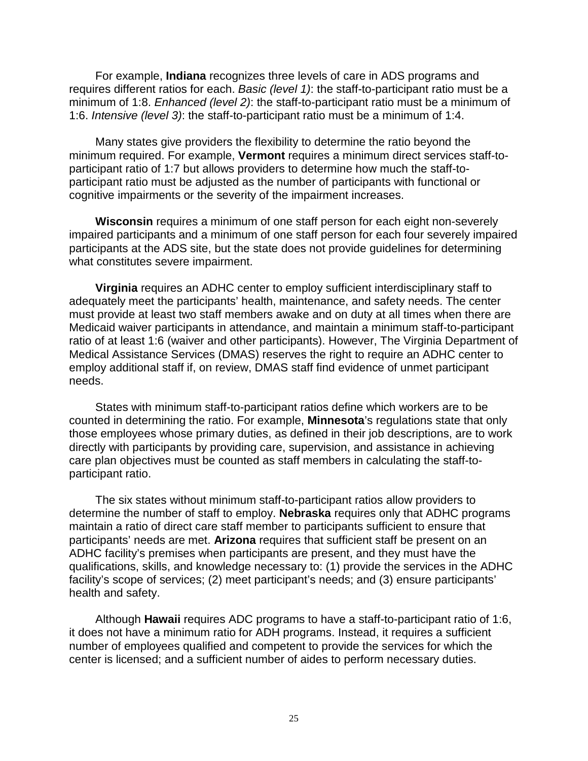For example, **Indiana** recognizes three levels of care in ADS programs and requires different ratios for each. *Basic (level 1)*: the staff-to-participant ratio must be a minimum of 1:8. *Enhanced (level 2)*: the staff-to-participant ratio must be a minimum of 1:6. *Intensive (level 3)*: the staff-to-participant ratio must be a minimum of 1:4.

Many states give providers the flexibility to determine the ratio beyond the minimum required. For example, **Vermont** requires a minimum direct services staff-to-participant ratio of 1:7 but allows providers to determine how much the staff-to-participant ratio must be adjusted as the number of participants with functional or cognitive impairments or the severity of the impairment increases.

**Wisconsin** requires a minimum of one staff person for each eight non-severely impaired participants and a minimum of one staff person for each four severely impaired participants at the ADS site, but the state does not provide guidelines for determining what constitutes severe impairment.

**Virginia** requires an ADHC center to employ sufficient interdisciplinary staff to adequately meet the participants' health, maintenance, and safety needs. The center must provide at least two staff members awake and on duty at all times when there are Medicaid waiver participants in attendance, and maintain a minimum staff-to-participant ratio of at least 1:6 (waiver and other participants). However, The Virginia Department of Medical Assistance Services (DMAS) reserves the right to require an ADHC center to employ additional staff if, on review, DMAS staff find evidence of unmet participant needs.

States with minimum staff-to-participant ratios define which workers are to be counted in determining the ratio. For example, **Minnesota**'s regulations state that only those employees whose primary duties, as defined in their job descriptions, are to work directly with participants by providing care, supervision, and assistance in achieving care plan objectives must be counted as staff members in calculating the staff-to-participant ratio.

The six states without minimum staff-to-participant ratios allow providers to determine the number of staff to employ. **Nebraska** requires only that ADHC programs maintain a ratio of direct care staff member to participants sufficient to ensure that participants' needs are met. **Arizona** requires that sufficient staff be present on an ADHC facility's premises when participants are present, and they must have the qualifications, skills, and knowledge necessary to: (1) provide the services in the ADHC facility's scope of services; (2) meet participant's needs; and (3) ensure participants' health and safety.

Although **Hawaii** requires ADC programs to have a staff-to-participant ratio of 1:6, it does not have a minimum ratio for ADH programs. Instead, it requires a sufficient number of employees qualified and competent to provide the services for which the center is licensed; and a sufficient number of aides to perform necessary duties.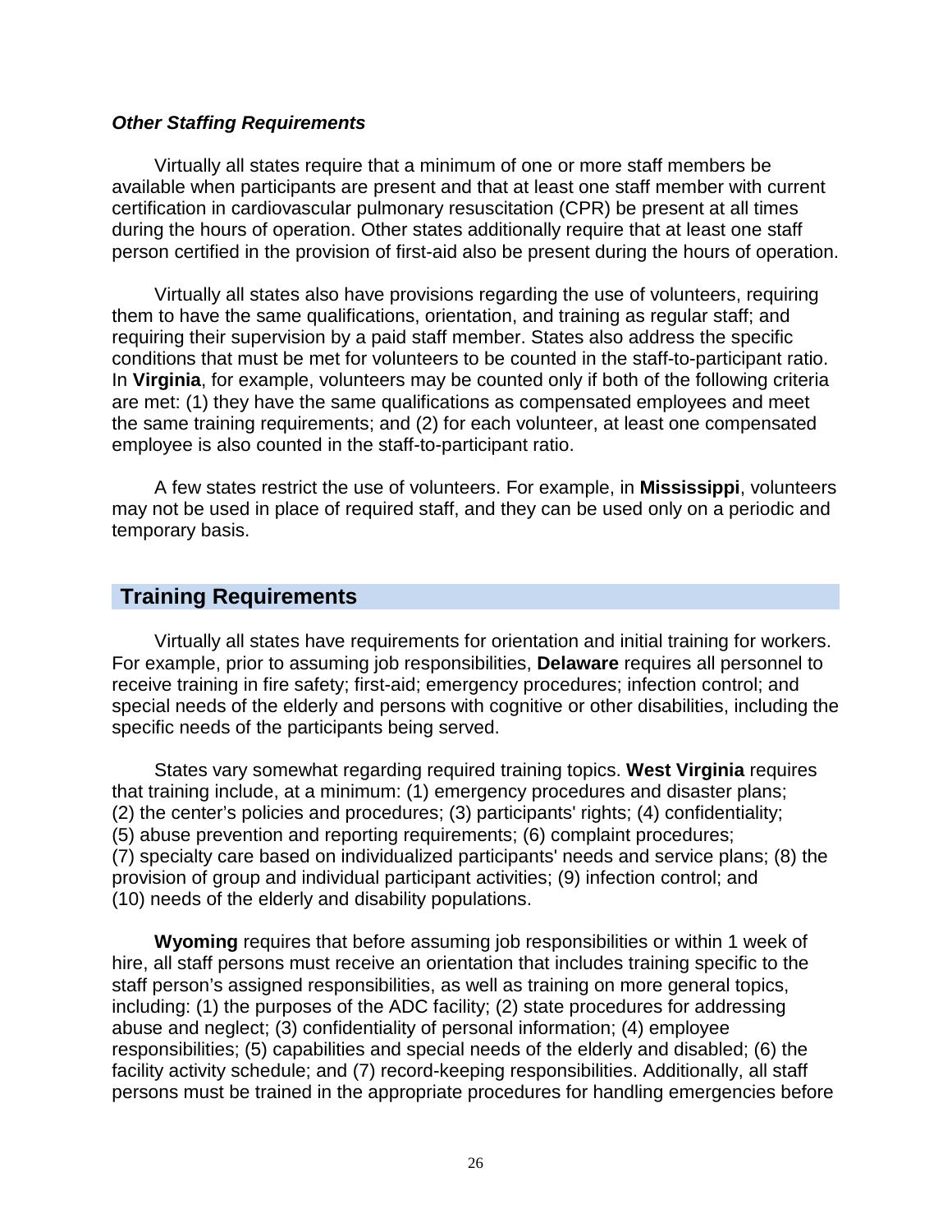### *Other Staffing Requirements*

Virtually all states require that a minimum of one or more staff members be available when participants are present and that at least one staff member with current certification in cardiovascular pulmonary resuscitation (CPR) be present at all times during the hours of operation. Other states additionally require that at least one staff person certified in the provision of first-aid also be present during the hours of operation.

Virtually all states also have provisions regarding the use of volunteers, requiring them to have the same qualifications, orientation, and training as regular staff; and requiring their supervision by a paid staff member. States also address the specific conditions that must be met for volunteers to be counted in the staff-to-participant ratio. In **Virginia**, for example, volunteers may be counted only if both of the following criteria are met: (1) they have the same qualifications as compensated employees and meet the same training requirements; and (2) for each volunteer, at least one compensated employee is also counted in the staff-to-participant ratio.

A few states restrict the use of volunteers. For example, in **Mississippi**, volunteers may not be used in place of required staff, and they can be used only on a periodic and temporary basis.

## Training Requirements

Virtually all states have requirements for orientation and initial training for workers. For example, prior to assuming job responsibilities, **Delaware** requires all personnel to receive training in fire safety; first-aid; emergency procedures; infection control; and special needs of the elderly and persons with cognitive or other disabilities, including the specific needs of the participants being served.

States vary somewhat regarding required training topics. **West Virginia** requires that training include, at a minimum: (1) emergency procedures and disaster plans; (2) the center's policies and procedures; (3) participants' rights; (4) confidentiality; (5) abuse prevention and reporting requirements; (6) complaint procedures; (7) specialty care based on individualized participants' needs and service plans; (8) the provision of group and individual participant activities; (9) infection control; and (10) needs of the elderly and disability populations.

**Wyoming** requires that before assuming job responsibilities or within 1 week of hire, all staff persons must receive an orientation that includes training specific to the staff person's assigned responsibilities, as well as training on more general topics, including: (1) the purposes of the ADC facility; (2) state procedures for addressing abuse and neglect; (3) confidentiality of personal information; (4) employee responsibilities; (5) capabilities and special needs of the elderly and disabled; (6) the facility activity schedule; and (7) record-keeping responsibilities. Additionally, all staff persons must be trained in the appropriate procedures for handling emergencies before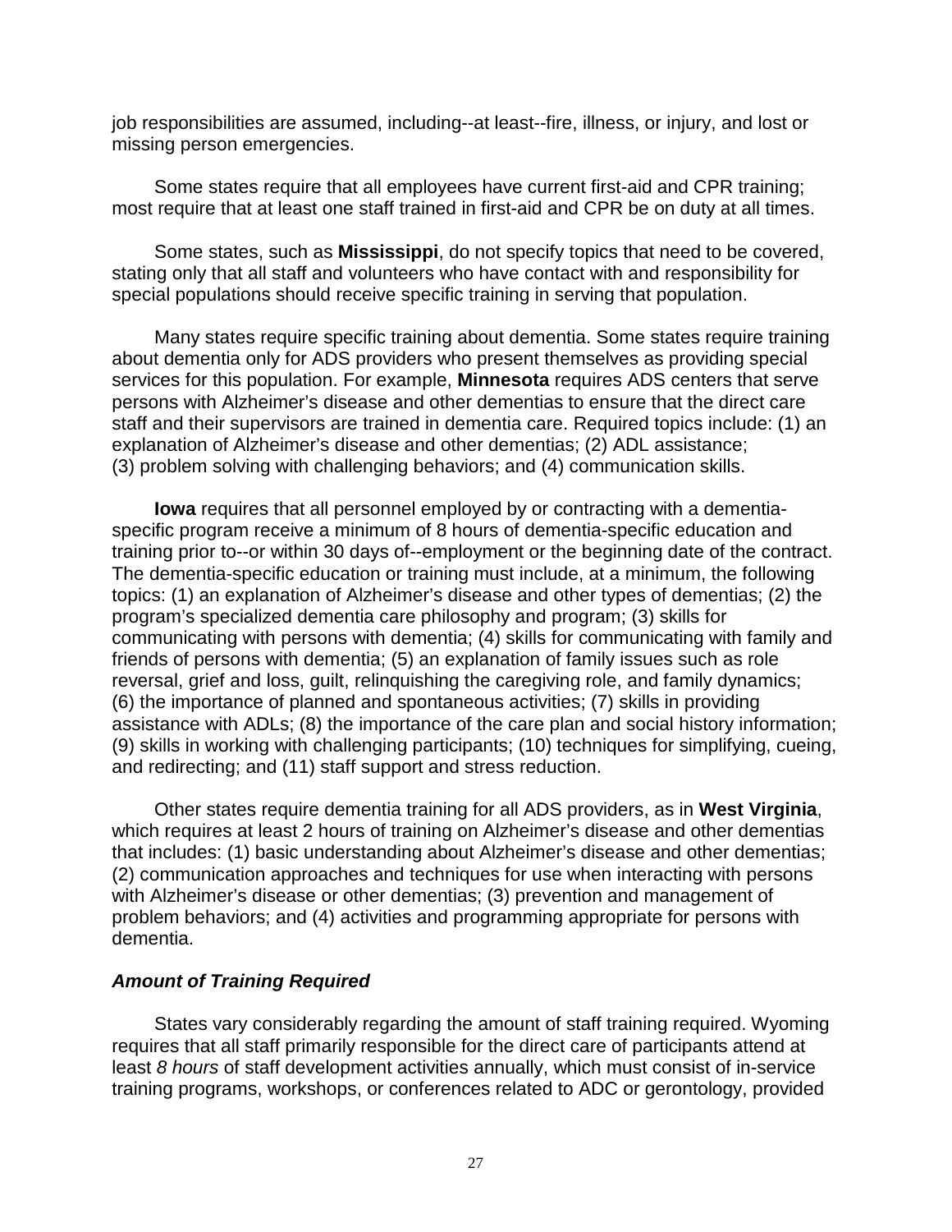job responsibilities are assumed, including--at least--fire, illness, or injury, and lost or missing person emergencies.

Some states require that all employees have current first-aid and CPR training; most require that at least one staff trained in first-aid and CPR be on duty at all times.

Some states, such as **Mississippi**, do not specify topics that need to be covered, stating only that all staff and volunteers who have contact with and responsibility for special populations should receive specific training in serving that population.

Many states require specific training about dementia. Some states require training about dementia only for ADS providers who present themselves as providing special services for this population. For example, **Minnesota** requires ADS centers that serve persons with Alzheimer's disease and other dementias to ensure that the direct care staff and their supervisors are trained in dementia care. Required topics include: (1) an explanation of Alzheimer's disease and other dementias; (2) ADL assistance; (3) problem solving with challenging behaviors; and (4) communication skills.

**Iowa** requires that all personnel employed by or contracting with a dementia-specific program receive a minimum of 8 hours of dementia-specific education and training prior to--or within 30 days of--employment or the beginning date of the contract. The dementia-specific education or training must include, at a minimum, the following topics: (1) an explanation of Alzheimer's disease and other types of dementias; (2) the program's specialized dementia care philosophy and program; (3) skills for communicating with persons with dementia; (4) skills for communicating with family and friends of persons with dementia; (5) an explanation of family issues such as role reversal, grief and loss, guilt, relinquishing the caregiving role, and family dynamics; (6) the importance of planned and spontaneous activities; (7) skills in providing assistance with ADLs; (8) the importance of the care plan and social history information; (9) skills in working with challenging participants; (10) techniques for simplifying, cueing, and redirecting; and (11) staff support and stress reduction.

Other states require dementia training for all ADS providers, as in **West Virginia**, which requires at least 2 hours of training on Alzheimer's disease and other dementias that includes: (1) basic understanding about Alzheimer's disease and other dementias; (2) communication approaches and techniques for use when interacting with persons with Alzheimer's disease or other dementias; (3) prevention and management of problem behaviors; and (4) activities and programming appropriate for persons with dementia.

### *Amount of Training Required*

States vary considerably regarding the amount of staff training required. Wyoming requires that all staff primarily responsible for the direct care of participants attend at least *8 hours* of staff development activities annually, which must consist of in-service training programs, workshops, or conferences related to ADC or gerontology, provided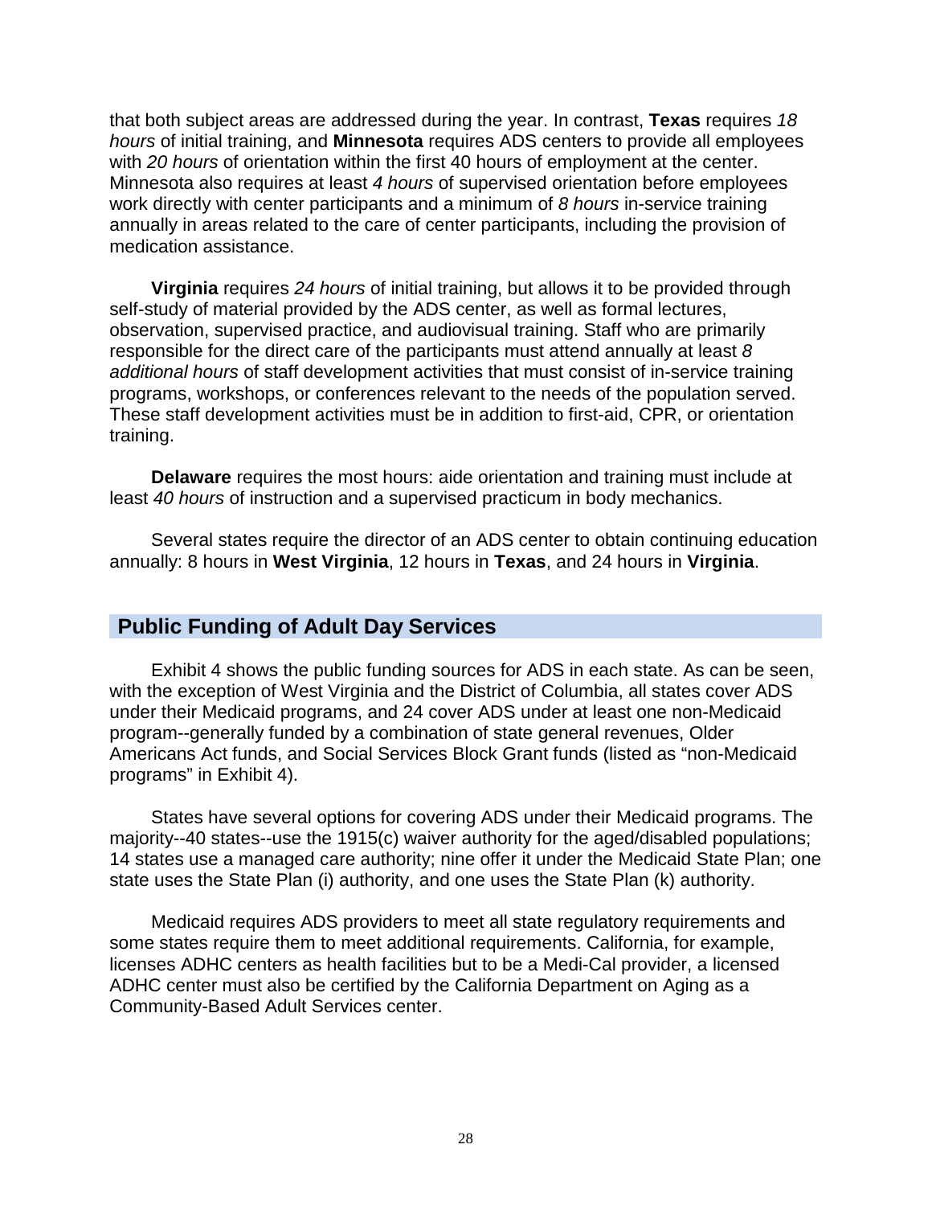that both subject areas are addressed during the year. In contrast, **Texas** requires *18 hours* of initial training, and **Minnesota** requires ADS centers to provide all employees with *20 hours* of orientation within the first 40 hours of employment at the center. Minnesota also requires at least *4 hours* of supervised orientation before employees work directly with center participants and a minimum of *8 hours* in-service training annually in areas related to the care of center participants, including the provision of medication assistance.

**Virginia** requires *24 hours* of initial training, but allows it to be provided through self-study of material provided by the ADS center, as well as formal lectures, observation, supervised practice, and audiovisual training. Staff who are primarily responsible for the direct care of the participants must attend annually at least *8 additional hours* of staff development activities that must consist of in-service training programs, workshops, or conferences relevant to the needs of the population served. These staff development activities must be in addition to first-aid, CPR, or orientation training.

**Delaware** requires the most hours: aide orientation and training must include at least *40 hours* of instruction and a supervised practicum in body mechanics.

Several states require the director of an ADS center to obtain continuing education annually: 8 hours in **West Virginia**, 12 hours in **Texas**, and 24 hours in **Virginia**.

## Public Funding of Adult Day Services

Exhibit 4 shows the public funding sources for ADS in each state. As can be seen, with the exception of West Virginia and the District of Columbia, all states cover ADS under their Medicaid programs, and 24 cover ADS under at least one non-Medicaid program--generally funded by a combination of state general revenues, Older Americans Act funds, and Social Services Block Grant funds (listed as "non-Medicaid programs" in Exhibit 4).

States have several options for covering ADS under their Medicaid programs. The majority--40 states--use the 1915(c) waiver authority for the aged/disabled populations; 14 states use a managed care authority; nine offer it under the Medicaid State Plan; one state uses the State Plan (i) authority, and one uses the State Plan (k) authority.

Medicaid requires ADS providers to meet all state regulatory requirements and some states require them to meet additional requirements. California, for example, licenses ADHC centers as health facilities but to be a Medi-Cal provider, a licensed ADHC center must also be certified by the California Department on Aging as a Community-Based Adult Services center.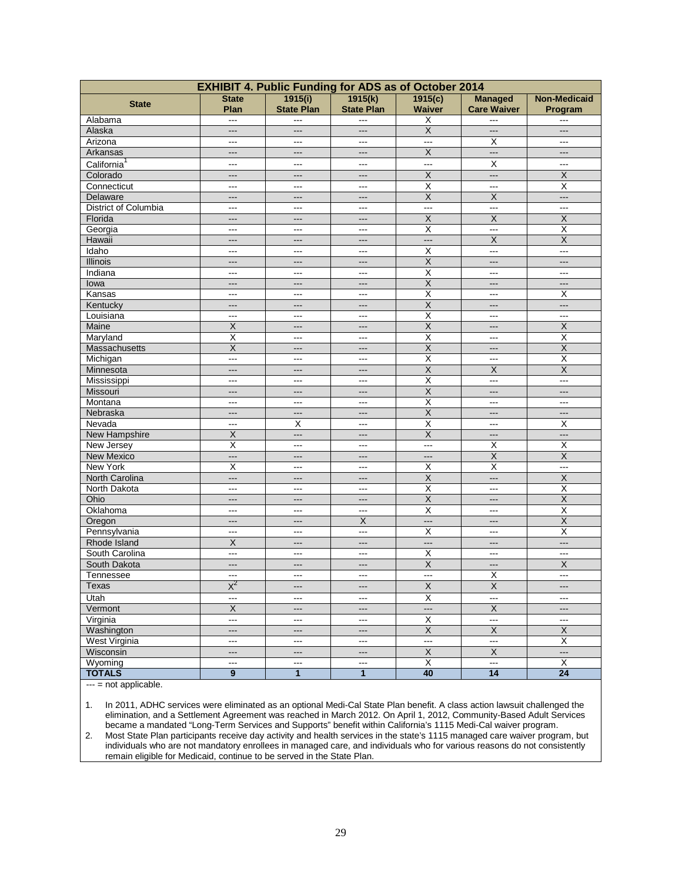**EXHIBIT 4. Public Funding for ADS as of October 2014**

| State | State Plan | 1915(i) State Plan | 1915(k) State Plan | 1915(c) Waiver | Managed Care Waiver | Non-Medicaid Program |
|---|---|---|---|---|---|---|
| Alabama | --- | --- | --- | X | --- | --- |
| Alaska | --- | --- | --- | X | --- | --- |
| Arizona | --- | --- | --- | --- | X | --- |
| Arkansas | --- | --- | --- | X | --- | --- |
| California[1] | --- | --- | --- | --- | X | --- |
| Colorado | --- | --- | --- | X | --- | X |
| Connecticut | --- | --- | --- | X | --- | X |
| Delaware | --- | --- | --- | X | X | --- |
| District of Columbia | --- | --- | --- | --- | --- | --- |
| Florida | --- | --- | --- | X | X | X |
| Georgia | --- | --- | --- | X | --- | X |
| Hawaii | --- | --- | --- | --- | X | X |
| Idaho | --- | --- | --- | X | --- | --- |
| Illinois | --- | --- | --- | X | --- | --- |
| Indiana | --- | --- | --- | X | --- | --- |
| Iowa | --- | --- | --- | X | --- | --- |
| Kansas | --- | --- | --- | X | --- | X |
| Kentucky | --- | --- | --- | X | --- | --- |
| Louisiana | --- | --- | --- | X | --- | --- |
| Maine | X | --- | --- | X | --- | X |
| Maryland | X | --- | --- | X | --- | X |
| Massachusetts | X | --- | --- | X | --- | X |
| Michigan | --- | --- | --- | X | --- | X |
| Minnesota | --- | --- | --- | X | X | X |
| Mississippi | --- | --- | --- | X | --- | --- |
| Missouri | --- | --- | --- | X | --- | --- |
| Montana | --- | --- | --- | X | --- | --- |
| Nebraska | --- | --- | --- | X | --- | --- |
| Nevada | --- | X | --- | X | --- | X |
| New Hampshire | X | --- | --- | X | --- | --- |
| New Jersey | X | --- | --- | --- | X | X |
| New Mexico | --- | --- | --- | --- | X | X |
| New York | X | --- | --- | X | X | --- |
| North Carolina | --- | --- | --- | X | --- | X |
| North Dakota | --- | --- | --- | X | --- | X |
| Ohio | --- | --- | --- | X | --- | X |
| Oklahoma | --- | --- | --- | X | --- | X |
| Oregon | --- | --- | X | --- | --- | X |
| Pennsylvania | --- | --- | --- | X | --- | X |
| Rhode Island | X | --- | --- | --- | --- | --- |
| South Carolina | --- | --- | --- | X | --- | --- |
| South Dakota | --- | --- | --- | X | --- | X |
| Tennessee | --- | --- | --- | --- | X | --- |
| Texas | X[2] | --- | --- | X | X | --- |
| Utah | --- | --- | --- | X | --- | --- |
| Vermont | X | --- | --- | --- | X | --- |
| Virginia | --- | --- | --- | X | --- | --- |
| Washington | --- | --- | --- | X | X | X |
| West Virginia | --- | --- | --- | --- | --- | X |
| Wisconsin | --- | --- | --- | X | X | --- |
| Wyoming | --- | --- | --- | X | --- | X |
| **TOTALS** | **9** | **1** | **1** | **40** | **14** | **24** |

--- = not applicable.

1. In 2011, ADHC services were eliminated as an optional Medi-Cal State Plan benefit. A class action lawsuit challenged the elimination, and a Settlement Agreement was reached in March 2012. On April 1, 2012, Community-Based Adult Services became a mandated "Long-Term Services and Supports" benefit within California's 1115 Medi-Cal waiver program.
2. Most State Plan participants receive day activity and health services in the state's 1115 managed care waiver program, but individuals who are not mandatory enrollees in managed care, and individuals who for various reasons do not consistently remain eligible for Medicaid, continue to be served in the State Plan.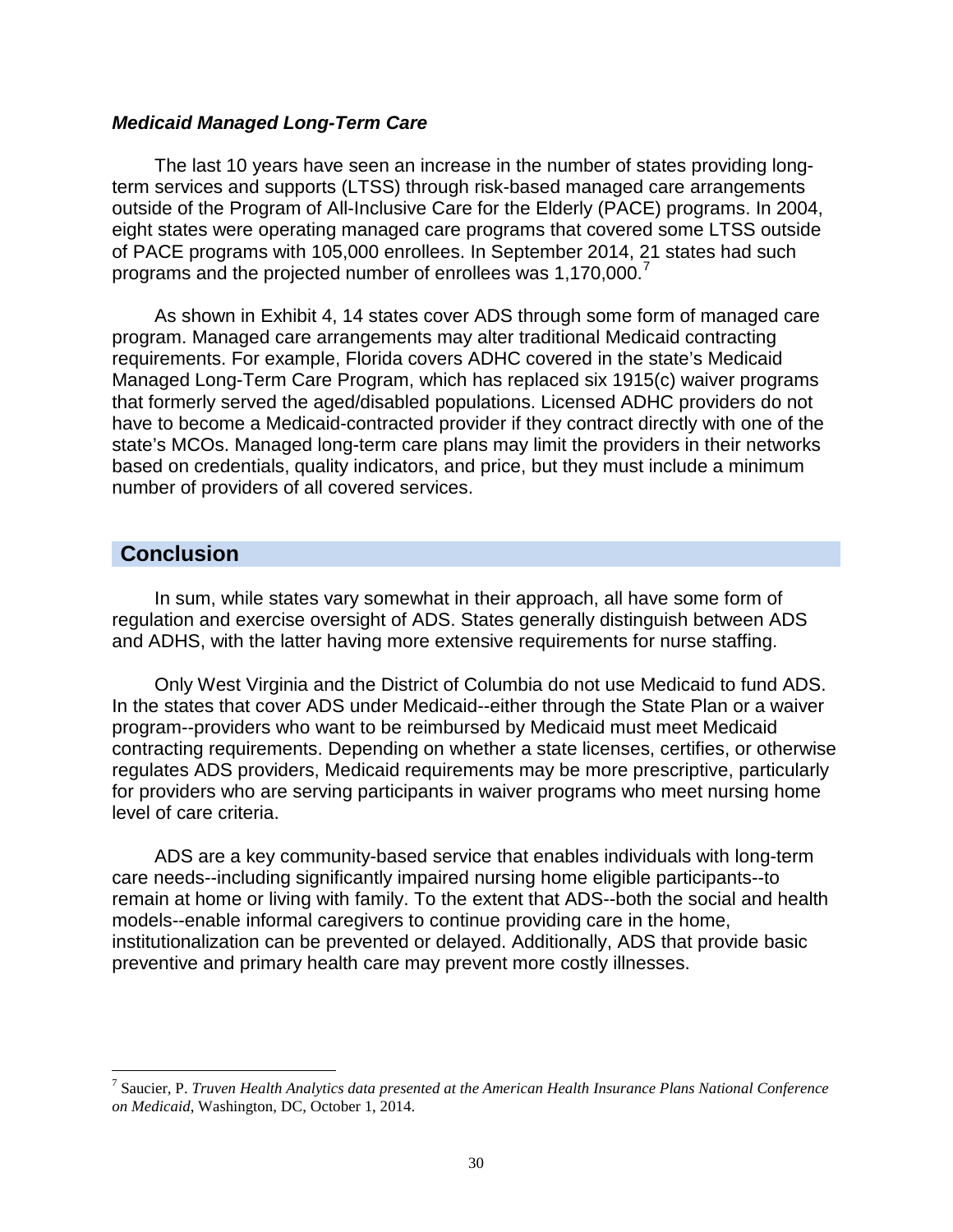### *Medicaid Managed Long-Term Care*

The last 10 years have seen an increase in the number of states providing long-term services and supports (LTSS) through risk-based managed care arrangements outside of the Program of All-Inclusive Care for the Elderly (PACE) programs. In 2004, eight states were operating managed care programs that covered some LTSS outside of PACE programs with 105,000 enrollees. In September 2014, 21 states had such programs and the projected number of enrollees was 1,170,000.[7]

As shown in Exhibit 4, 14 states cover ADS through some form of managed care program. Managed care arrangements may alter traditional Medicaid contracting requirements. For example, Florida covers ADHC covered in the state's Medicaid Managed Long-Term Care Program, which has replaced six 1915(c) waiver programs that formerly served the aged/disabled populations. Licensed ADHC providers do not have to become a Medicaid-contracted provider if they contract directly with one of the state's MCOs. Managed long-term care plans may limit the providers in their networks based on credentials, quality indicators, and price, but they must include a minimum number of providers of all covered services.

## Conclusion

In sum, while states vary somewhat in their approach, all have some form of regulation and exercise oversight of ADS. States generally distinguish between ADS and ADHS, with the latter having more extensive requirements for nurse staffing.

Only West Virginia and the District of Columbia do not use Medicaid to fund ADS. In the states that cover ADS under Medicaid--either through the State Plan or a waiver program--providers who want to be reimbursed by Medicaid must meet Medicaid contracting requirements. Depending on whether a state licenses, certifies, or otherwise regulates ADS providers, Medicaid requirements may be more prescriptive, particularly for providers who are serving participants in waiver programs who meet nursing home level of care criteria.

ADS are a key community-based service that enables individuals with long-term care needs--including significantly impaired nursing home eligible participants--to remain at home or living with family. To the extent that ADS--both the social and health models--enable informal caregivers to continue providing care in the home, institutionalization can be prevented or delayed. Additionally, ADS that provide basic preventive and primary health care may prevent more costly illnesses.

---

[7] Saucier, P. *Truven Health Analytics data presented at the American Health Insurance Plans National Conference on Medicaid*, Washington, DC, October 1, 2014.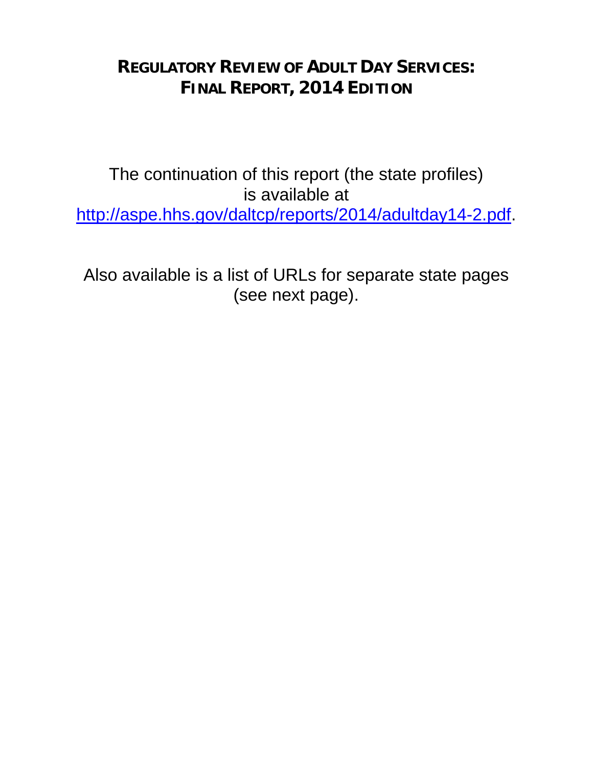# REGULATORY REVIEW OF ADULT DAY SERVICES: FINAL REPORT, 2014 EDITION

The continuation of this report (the state profiles) is available at [http://aspe.hhs.gov/daltcp/reports/2014/adultday14-2.pdf](http://aspe.hhs.gov/daltcp/reports/2014/adultday14-2.pdf).

Also available is a list of URLs for separate state pages (see next page).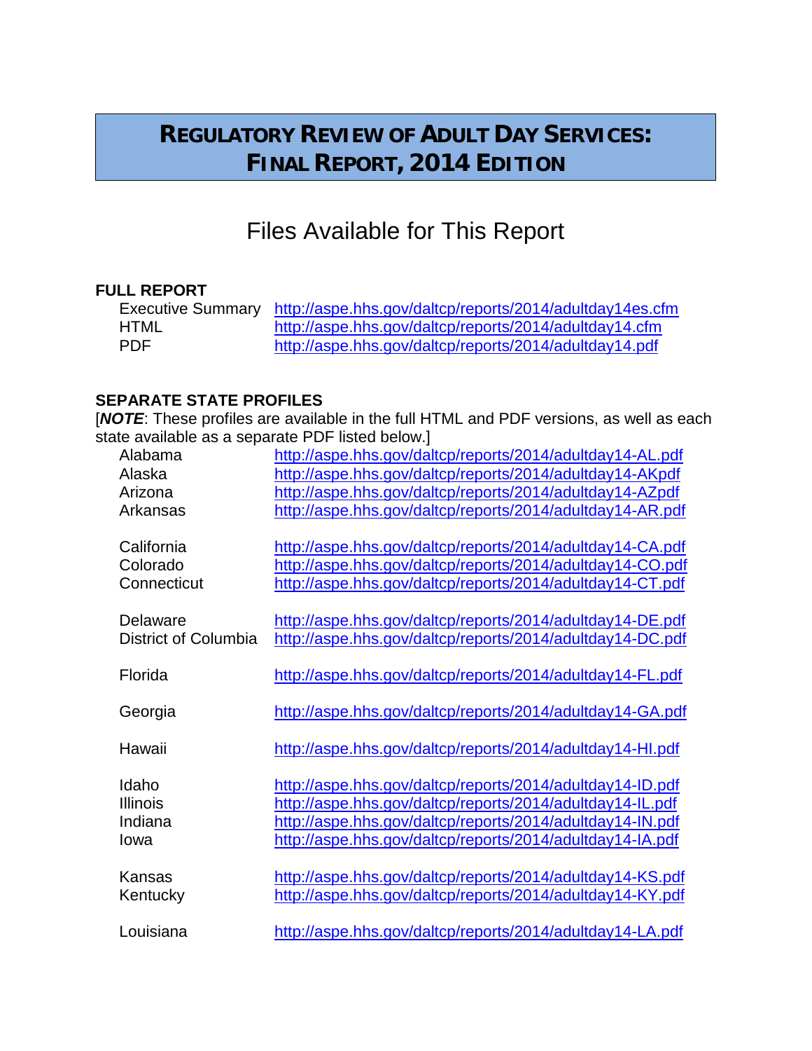# REGULATORY REVIEW OF ADULT DAY SERVICES: FINAL REPORT, 2014 EDITION

## Files Available for This Report

**FULL REPORT**

| | |
|---|---|
| Executive Summary | http://aspe.hhs.gov/daltcp/reports/2014/adultday14es.cfm |
| HTML | http://aspe.hhs.gov/daltcp/reports/2014/adultday14.cfm |
| PDF | http://aspe.hhs.gov/daltcp/reports/2014/adultday14.pdf |

**SEPARATE STATE PROFILES**

[***NOTE***: These profiles are available in the full HTML and PDF versions, as well as each state available as a separate PDF listed below.]

| | |
|---|---|
| Alabama | http://aspe.hhs.gov/daltcp/reports/2014/adultday14-AL.pdf |
| Alaska | http://aspe.hhs.gov/daltcp/reports/2014/adultday14-AKpdf |
| Arizona | http://aspe.hhs.gov/daltcp/reports/2014/adultday14-AZpdf |
| Arkansas | http://aspe.hhs.gov/daltcp/reports/2014/adultday14-AR.pdf |
| California | http://aspe.hhs.gov/daltcp/reports/2014/adultday14-CA.pdf |
| Colorado | http://aspe.hhs.gov/daltcp/reports/2014/adultday14-CO.pdf |
| Connecticut | http://aspe.hhs.gov/daltcp/reports/2014/adultday14-CT.pdf |
| Delaware | http://aspe.hhs.gov/daltcp/reports/2014/adultday14-DE.pdf |
| District of Columbia | http://aspe.hhs.gov/daltcp/reports/2014/adultday14-DC.pdf |
| Florida | http://aspe.hhs.gov/daltcp/reports/2014/adultday14-FL.pdf |
| Georgia | http://aspe.hhs.gov/daltcp/reports/2014/adultday14-GA.pdf |
| Hawaii | http://aspe.hhs.gov/daltcp/reports/2014/adultday14-HI.pdf |
| Idaho | http://aspe.hhs.gov/daltcp/reports/2014/adultday14-ID.pdf |
| Illinois | http://aspe.hhs.gov/daltcp/reports/2014/adultday14-IL.pdf |
| Indiana | http://aspe.hhs.gov/daltcp/reports/2014/adultday14-IN.pdf |
| Iowa | http://aspe.hhs.gov/daltcp/reports/2014/adultday14-IA.pdf |
| Kansas | http://aspe.hhs.gov/daltcp/reports/2014/adultday14-KS.pdf |
| Kentucky | http://aspe.hhs.gov/daltcp/reports/2014/adultday14-KY.pdf |
| Louisiana | http://aspe.hhs.gov/daltcp/reports/2014/adultday14-LA.pdf |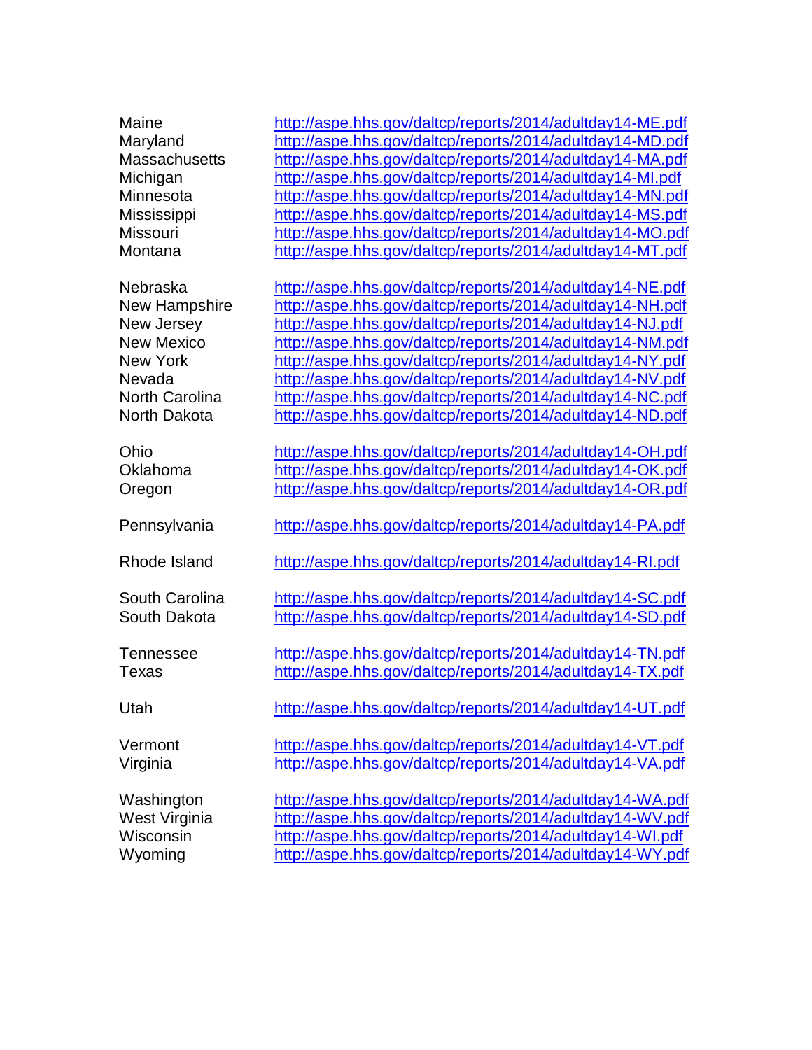| | |
|---|---|
| Maine | http://aspe.hhs.gov/daltcp/reports/2014/adultday14-ME.pdf |
| Maryland | http://aspe.hhs.gov/daltcp/reports/2014/adultday14-MD.pdf |
| Massachusetts | http://aspe.hhs.gov/daltcp/reports/2014/adultday14-MA.pdf |
| Michigan | http://aspe.hhs.gov/daltcp/reports/2014/adultday14-MI.pdf |
| Minnesota | http://aspe.hhs.gov/daltcp/reports/2014/adultday14-MN.pdf |
| Mississippi | http://aspe.hhs.gov/daltcp/reports/2014/adultday14-MS.pdf |
| Missouri | http://aspe.hhs.gov/daltcp/reports/2014/adultday14-MO.pdf |
| Montana | http://aspe.hhs.gov/daltcp/reports/2014/adultday14-MT.pdf |
| Nebraska | http://aspe.hhs.gov/daltcp/reports/2014/adultday14-NE.pdf |
| New Hampshire | http://aspe.hhs.gov/daltcp/reports/2014/adultday14-NH.pdf |
| New Jersey | http://aspe.hhs.gov/daltcp/reports/2014/adultday14-NJ.pdf |
| New Mexico | http://aspe.hhs.gov/daltcp/reports/2014/adultday14-NM.pdf |
| New York | http://aspe.hhs.gov/daltcp/reports/2014/adultday14-NY.pdf |
| Nevada | http://aspe.hhs.gov/daltcp/reports/2014/adultday14-NV.pdf |
| North Carolina | http://aspe.hhs.gov/daltcp/reports/2014/adultday14-NC.pdf |
| North Dakota | http://aspe.hhs.gov/daltcp/reports/2014/adultday14-ND.pdf |
| Ohio | http://aspe.hhs.gov/daltcp/reports/2014/adultday14-OH.pdf |
| Oklahoma | http://aspe.hhs.gov/daltcp/reports/2014/adultday14-OK.pdf |
| Oregon | http://aspe.hhs.gov/daltcp/reports/2014/adultday14-OR.pdf |
| Pennsylvania | http://aspe.hhs.gov/daltcp/reports/2014/adultday14-PA.pdf |
| Rhode Island | http://aspe.hhs.gov/daltcp/reports/2014/adultday14-RI.pdf |
| South Carolina | http://aspe.hhs.gov/daltcp/reports/2014/adultday14-SC.pdf |
| South Dakota | http://aspe.hhs.gov/daltcp/reports/2014/adultday14-SD.pdf |
| Tennessee | http://aspe.hhs.gov/daltcp/reports/2014/adultday14-TN.pdf |
| Texas | http://aspe.hhs.gov/daltcp/reports/2014/adultday14-TX.pdf |
| Utah | http://aspe.hhs.gov/daltcp/reports/2014/adultday14-UT.pdf |
| Vermont | http://aspe.hhs.gov/daltcp/reports/2014/adultday14-VT.pdf |
| Virginia | http://aspe.hhs.gov/daltcp/reports/2014/adultday14-VA.pdf |
| Washington | http://aspe.hhs.gov/daltcp/reports/2014/adultday14-WA.pdf |
| West Virginia | http://aspe.hhs.gov/daltcp/reports/2014/adultday14-WV.pdf |
| Wisconsin | http://aspe.hhs.gov/daltcp/reports/2014/adultday14-WI.pdf |
| Wyoming | http://aspe.hhs.gov/daltcp/reports/2014/adultday14-WY.pdf |